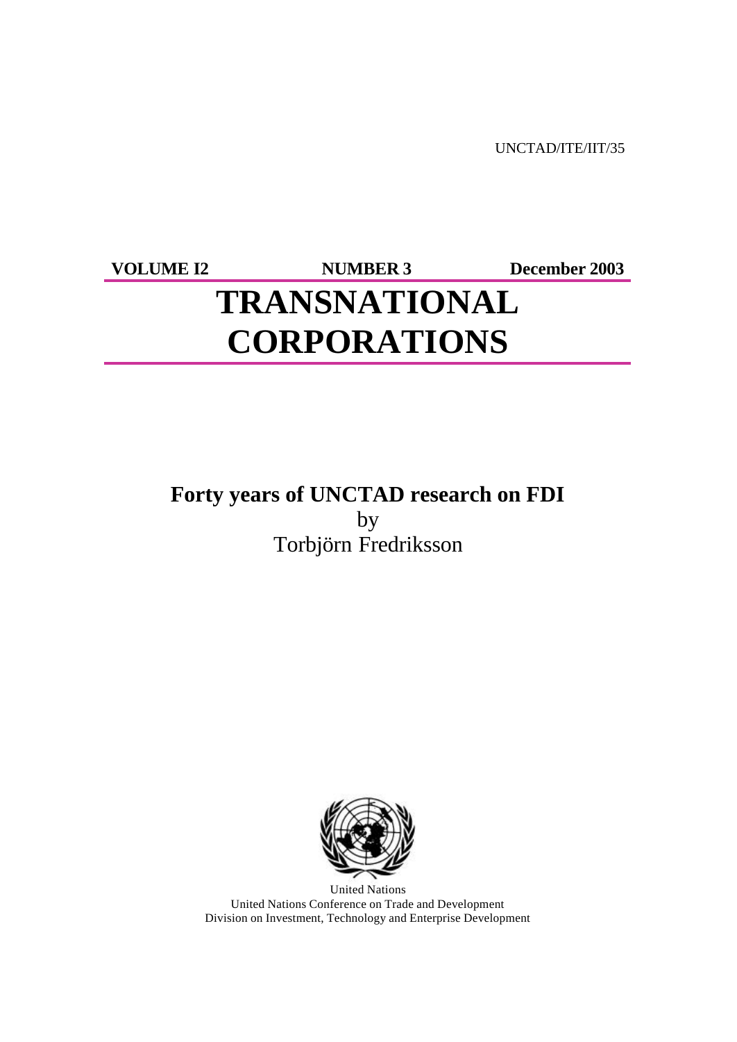UNCTAD/ITE/IIT/35

**VOLUME I2** **NUMBER 3** **December 2003**

# TRANSNATIONAL CORPORATIONS

## Forty years of UNCTAD research on FDI

by

Torbjörn Fredriksson

United Nations

United Nations Conference on Trade and Development

Division on Investment, Technology and Enterprise Development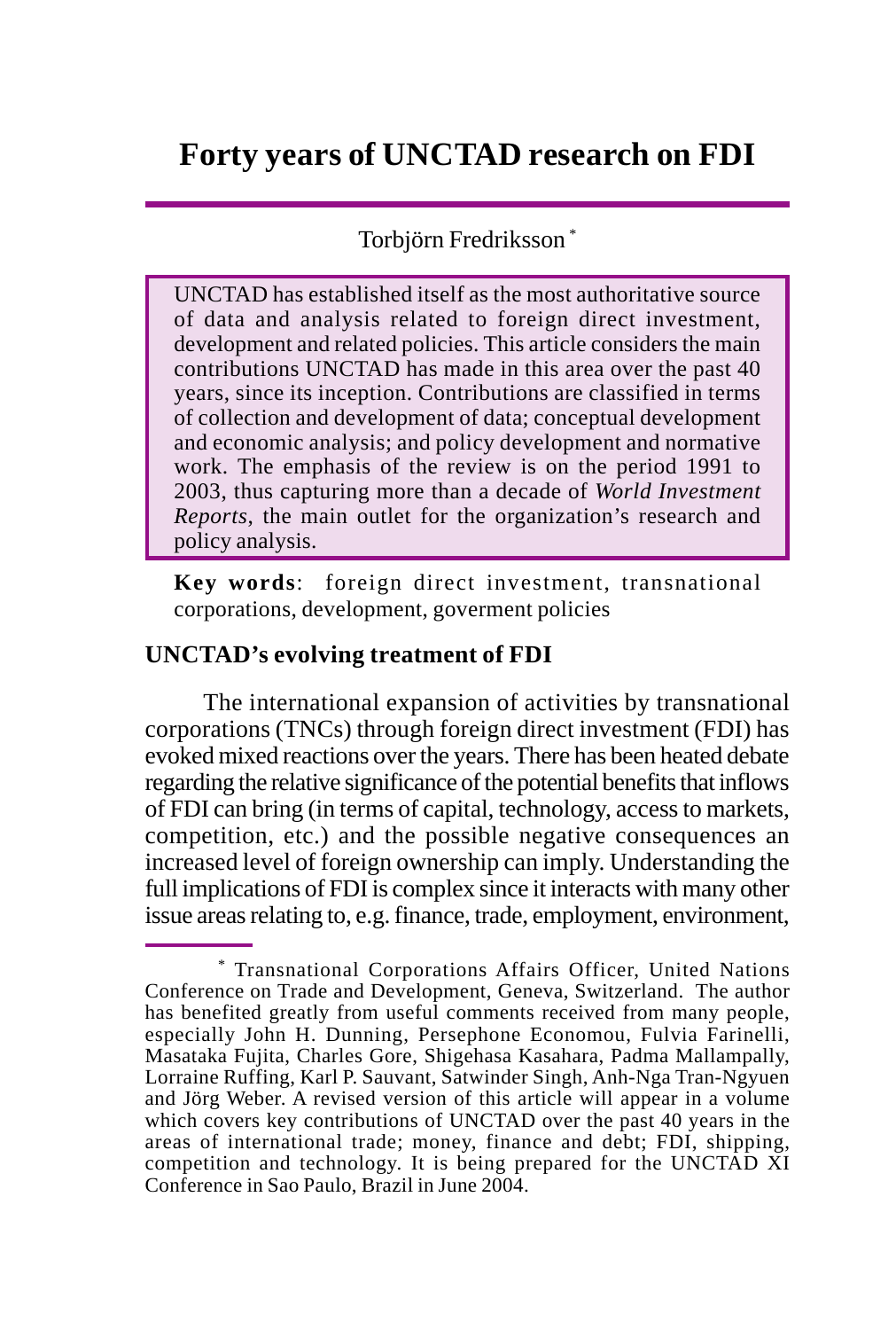# Forty years of UNCTAD research on FDI

Torbjörn Fredriksson [*]

UNCTAD has established itself as the most authoritative source of data and analysis related to foreign direct investment, development and related policies. This article considers the main contributions UNCTAD has made in this area over the past 40 years, since its inception. Contributions are classified in terms of collection and development of data; conceptual development and economic analysis; and policy development and normative work. The emphasis of the review is on the period 1991 to 2003, thus capturing more than a decade of *World Investment Reports*, the main outlet for the organization's research and policy analysis.

**Key words**: foreign direct investment, transnational corporations, development, goverment policies

## UNCTAD's evolving treatment of FDI

The international expansion of activities by transnational corporations (TNCs) through foreign direct investment (FDI) has evoked mixed reactions over the years. There has been heated debate regarding the relative significance of the potential benefits that inflows of FDI can bring (in terms of capital, technology, access to markets, competition, etc.) and the possible negative consequences an increased level of foreign ownership can imply. Understanding the full implications of FDI is complex since it interacts with many other issue areas relating to, e.g. finance, trade, employment, environment,

---

[*] Transnational Corporations Affairs Officer, United Nations Conference on Trade and Development, Geneva, Switzerland. The author has benefited greatly from useful comments received from many people, especially John H. Dunning, Persephone Economou, Fulvia Farinelli, Masataka Fujita, Charles Gore, Shigehasa Kasahara, Padma Mallampally, Lorraine Ruffing, Karl P. Sauvant, Satwinder Singh, Anh-Nga Tran-Ngyuen and Jörg Weber. A revised version of this article will appear in a volume which covers key contributions of UNCTAD over the past 40 years in the areas of international trade; money, finance and debt; FDI, shipping, competition and technology. It is being prepared for the UNCTAD XI Conference in Sao Paulo, Brazil in June 2004.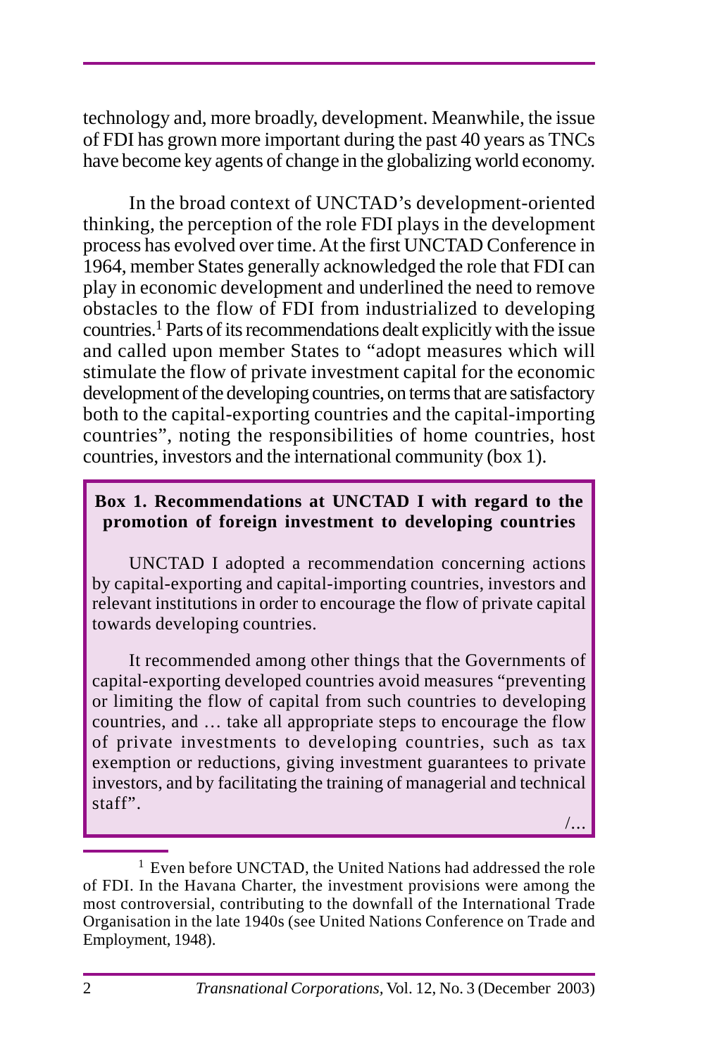technology and, more broadly, development. Meanwhile, the issue of FDI has grown more important during the past 40 years as TNCs have become key agents of change in the globalizing world economy.

In the broad context of UNCTAD's development-oriented thinking, the perception of the role FDI plays in the development process has evolved over time. At the first UNCTAD Conference in 1964, member States generally acknowledged the role that FDI can play in economic development and underlined the need to remove obstacles to the flow of FDI from industrialized to developing countries.[1] Parts of its recommendations dealt explicitly with the issue and called upon member States to "adopt measures which will stimulate the flow of private investment capital for the economic development of the developing countries, on terms that are satisfactory both to the capital-exporting countries and the capital-importing countries", noting the responsibilities of home countries, host countries, investors and the international community (box 1).

**Box 1. Recommendations at UNCTAD I with regard to the promotion of foreign investment to developing countries**

UNCTAD I adopted a recommendation concerning actions by capital-exporting and capital-importing countries, investors and relevant institutions in order to encourage the flow of private capital towards developing countries.

It recommended among other things that the Governments of capital-exporting developed countries avoid measures "preventing or limiting the flow of capital from such countries to developing countries, and … take all appropriate steps to encourage the flow of private investments to developing countries, such as tax exemption or reductions, giving investment guarantees to private investors, and by facilitating the training of managerial and technical staff".

/…

[1] Even before UNCTAD, the United Nations had addressed the role of FDI. In the Havana Charter, the investment provisions were among the most controversial, contributing to the downfall of the International Trade Organisation in the late 1940s (see United Nations Conference on Trade and Employment, 1948).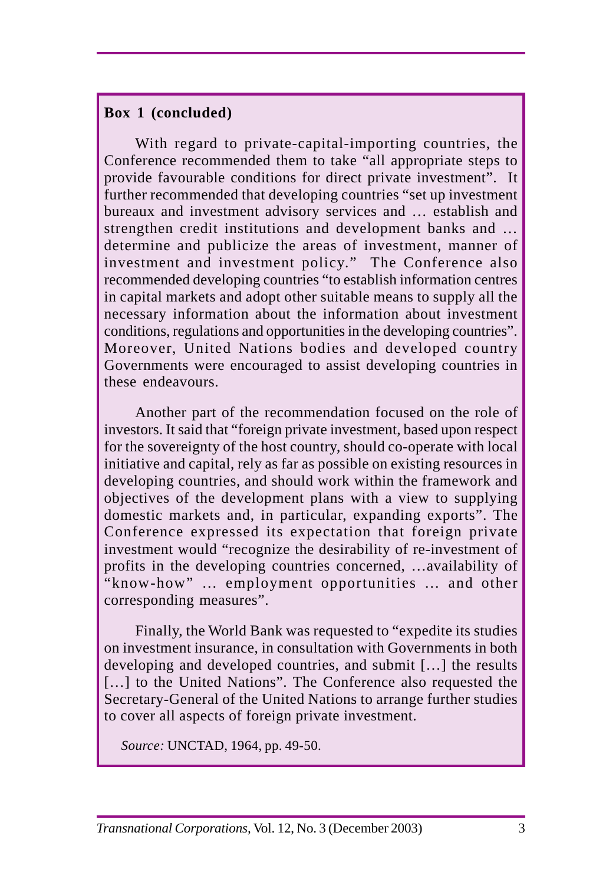**Box 1 (concluded)**

With regard to private-capital-importing countries, the Conference recommended them to take "all appropriate steps to provide favourable conditions for direct private investment". It further recommended that developing countries "set up investment bureaux and investment advisory services and … establish and strengthen credit institutions and development banks and … determine and publicize the areas of investment, manner of investment and investment policy." The Conference also recommended developing countries "to establish information centres in capital markets and adopt other suitable means to supply all the necessary information about the information about investment conditions, regulations and opportunities in the developing countries". Moreover, United Nations bodies and developed country Governments were encouraged to assist developing countries in these endeavours.

Another part of the recommendation focused on the role of investors. It said that "foreign private investment, based upon respect for the sovereignty of the host country, should co-operate with local initiative and capital, rely as far as possible on existing resources in developing countries, and should work within the framework and objectives of the development plans with a view to supplying domestic markets and, in particular, expanding exports". The Conference expressed its expectation that foreign private investment would "recognize the desirability of re-investment of profits in the developing countries concerned, …availability of "know-how" … employment opportunities … and other corresponding measures".

Finally, the World Bank was requested to "expedite its studies on investment insurance, in consultation with Governments in both developing and developed countries, and submit […] the results […] to the United Nations". The Conference also requested the Secretary-General of the United Nations to arrange further studies to cover all aspects of foreign private investment.

*Source:* UNCTAD, 1964, pp. 49-50.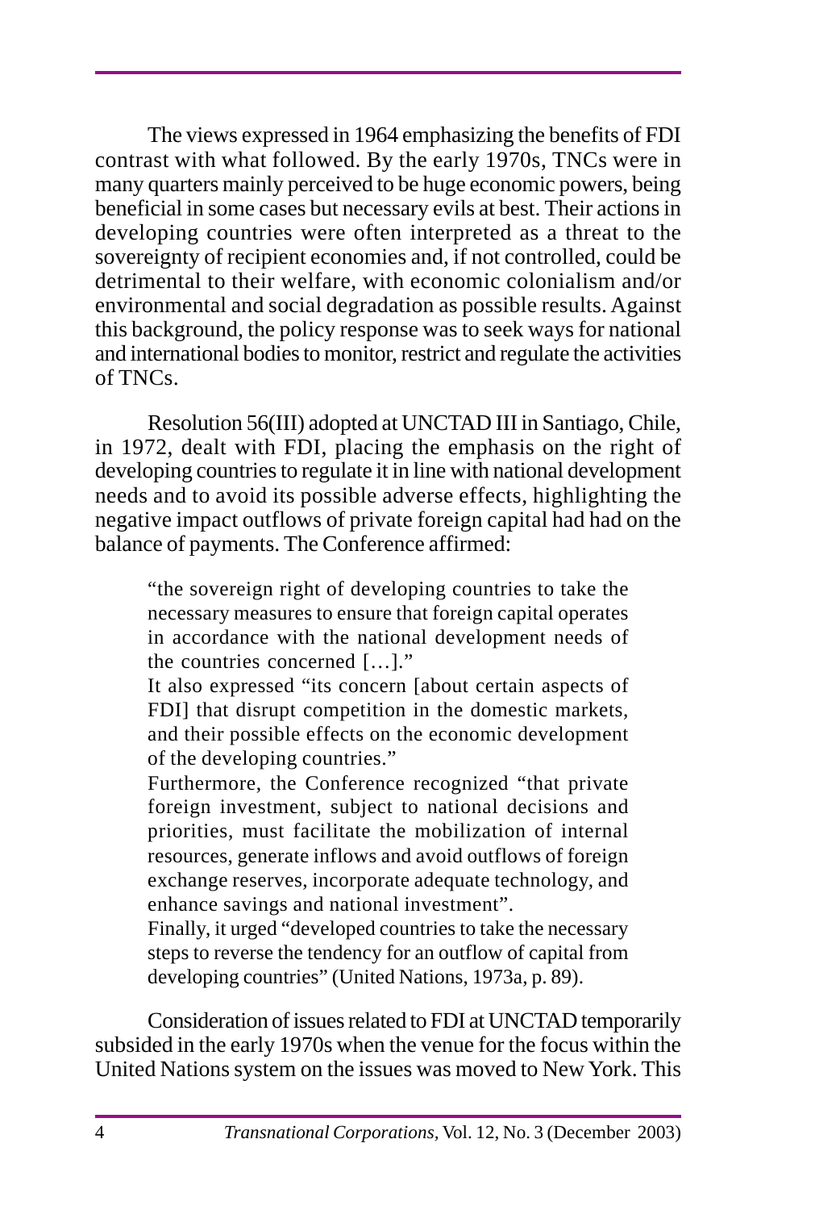The views expressed in 1964 emphasizing the benefits of FDI contrast with what followed. By the early 1970s, TNCs were in many quarters mainly perceived to be huge economic powers, being beneficial in some cases but necessary evils at best. Their actions in developing countries were often interpreted as a threat to the sovereignty of recipient economies and, if not controlled, could be detrimental to their welfare, with economic colonialism and/or environmental and social degradation as possible results. Against this background, the policy response was to seek ways for national and international bodies to monitor, restrict and regulate the activities of TNCs.

Resolution 56(III) adopted at UNCTAD III in Santiago, Chile, in 1972, dealt with FDI, placing the emphasis on the right of developing countries to regulate it in line with national development needs and to avoid its possible adverse effects, highlighting the negative impact outflows of private foreign capital had had on the balance of payments. The Conference affirmed:

> "the sovereign right of developing countries to take the necessary measures to ensure that foreign capital operates in accordance with the national development needs of the countries concerned […]."
>
> It also expressed "its concern [about certain aspects of FDI] that disrupt competition in the domestic markets, and their possible effects on the economic development of the developing countries."
>
> Furthermore, the Conference recognized "that private foreign investment, subject to national decisions and priorities, must facilitate the mobilization of internal resources, generate inflows and avoid outflows of foreign exchange reserves, incorporate adequate technology, and enhance savings and national investment".
>
> Finally, it urged "developed countries to take the necessary steps to reverse the tendency for an outflow of capital from developing countries" (United Nations, 1973a, p. 89).

Consideration of issues related to FDI at UNCTAD temporarily subsided in the early 1970s when the venue for the focus within the United Nations system on the issues was moved to New York. This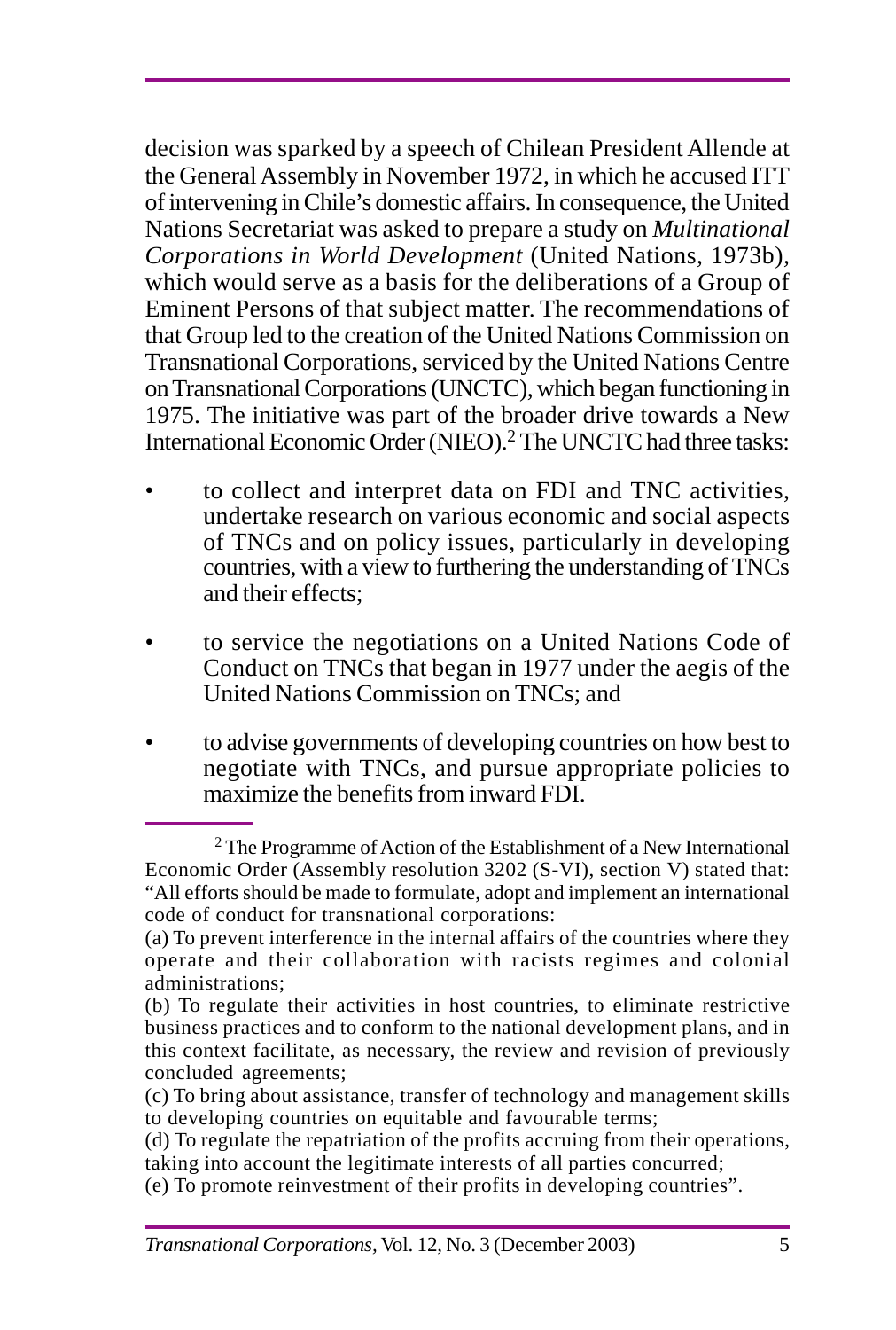decision was sparked by a speech of Chilean President Allende at the General Assembly in November 1972, in which he accused ITT of intervening in Chile's domestic affairs. In consequence, the United Nations Secretariat was asked to prepare a study on *Multinational Corporations in World Development* (United Nations, 1973b), which would serve as a basis for the deliberations of a Group of Eminent Persons of that subject matter. The recommendations of that Group led to the creation of the United Nations Commission on Transnational Corporations, serviced by the United Nations Centre on Transnational Corporations (UNCTC), which began functioning in 1975. The initiative was part of the broader drive towards a New International Economic Order (NIEO).[2] The UNCTC had three tasks:

- to collect and interpret data on FDI and TNC activities, undertake research on various economic and social aspects of TNCs and on policy issues, particularly in developing countries, with a view to furthering the understanding of TNCs and their effects;
- to service the negotiations on a United Nations Code of Conduct on TNCs that began in 1977 under the aegis of the United Nations Commission on TNCs; and
- to advise governments of developing countries on how best to negotiate with TNCs, and pursue appropriate policies to maximize the benefits from inward FDI.

---

[2] The Programme of Action of the Establishment of a New International Economic Order (Assembly resolution 3202 (S-VI), section V) stated that: "All efforts should be made to formulate, adopt and implement an international code of conduct for transnational corporations:

(a) To prevent interference in the internal affairs of the countries where they operate and their collaboration with racists regimes and colonial administrations;

(b) To regulate their activities in host countries, to eliminate restrictive business practices and to conform to the national development plans, and in this context facilitate, as necessary, the review and revision of previously concluded agreements;

(c) To bring about assistance, transfer of technology and management skills to developing countries on equitable and favourable terms;

(d) To regulate the repatriation of the profits accruing from their operations, taking into account the legitimate interests of all parties concurred;

(e) To promote reinvestment of their profits in developing countries".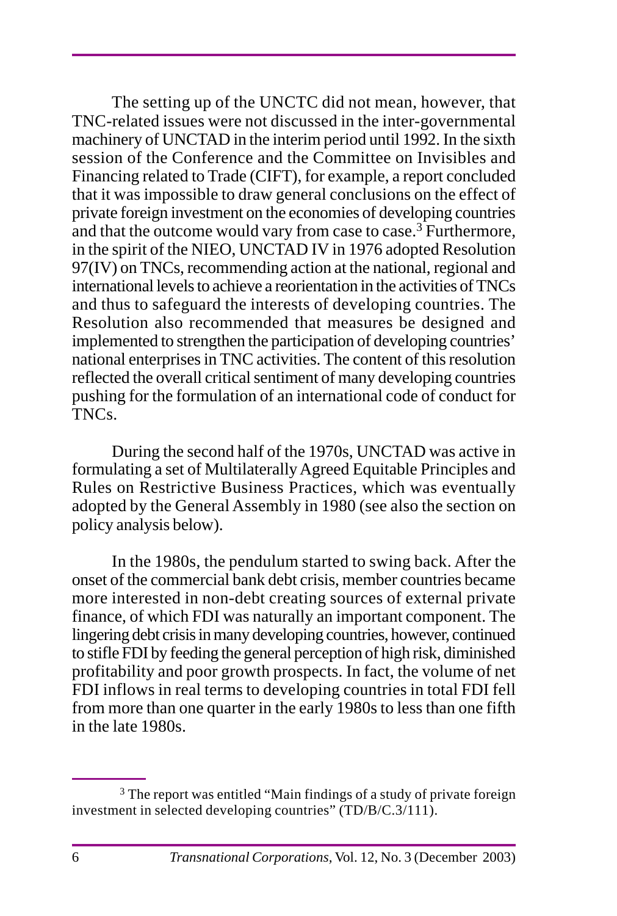The setting up of the UNCTC did not mean, however, that TNC-related issues were not discussed in the inter-governmental machinery of UNCTAD in the interim period until 1992. In the sixth session of the Conference and the Committee on Invisibles and Financing related to Trade (CIFT), for example, a report concluded that it was impossible to draw general conclusions on the effect of private foreign investment on the economies of developing countries and that the outcome would vary from case to case.[3] Furthermore, in the spirit of the NIEO, UNCTAD IV in 1976 adopted Resolution 97(IV) on TNCs, recommending action at the national, regional and international levels to achieve a reorientation in the activities of TNCs and thus to safeguard the interests of developing countries. The Resolution also recommended that measures be designed and implemented to strengthen the participation of developing countries' national enterprises in TNC activities. The content of this resolution reflected the overall critical sentiment of many developing countries pushing for the formulation of an international code of conduct for TNCs.

During the second half of the 1970s, UNCTAD was active in formulating a set of Multilaterally Agreed Equitable Principles and Rules on Restrictive Business Practices, which was eventually adopted by the General Assembly in 1980 (see also the section on policy analysis below).

In the 1980s, the pendulum started to swing back. After the onset of the commercial bank debt crisis, member countries became more interested in non-debt creating sources of external private finance, of which FDI was naturally an important component. The lingering debt crisis in many developing countries, however, continued to stifle FDI by feeding the general perception of high risk, diminished profitability and poor growth prospects. In fact, the volume of net FDI inflows in real terms to developing countries in total FDI fell from more than one quarter in the early 1980s to less than one fifth in the late 1980s.

---

[3] The report was entitled "Main findings of a study of private foreign investment in selected developing countries" (TD/B/C.3/111).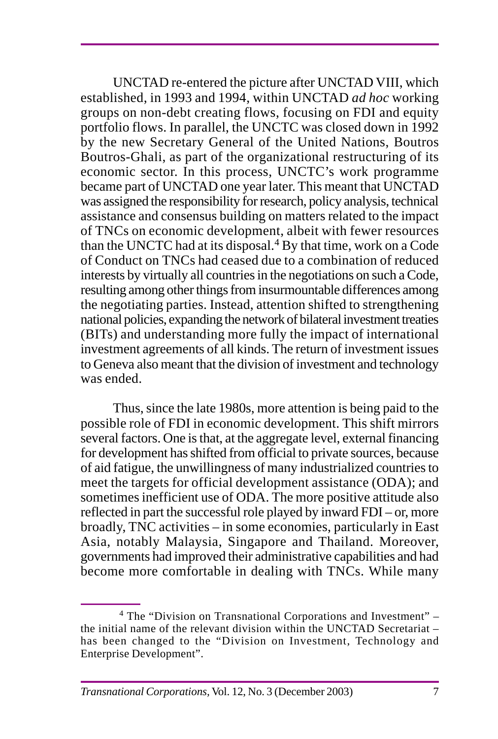UNCTAD re-entered the picture after UNCTAD VIII, which established, in 1993 and 1994, within UNCTAD *ad hoc* working groups on non-debt creating flows, focusing on FDI and equity portfolio flows. In parallel, the UNCTC was closed down in 1992 by the new Secretary General of the United Nations, Boutros Boutros-Ghali, as part of the organizational restructuring of its economic sector. In this process, UNCTC's work programme became part of UNCTAD one year later. This meant that UNCTAD was assigned the responsibility for research, policy analysis, technical assistance and consensus building on matters related to the impact of TNCs on economic development, albeit with fewer resources than the UNCTC had at its disposal.[4] By that time, work on a Code of Conduct on TNCs had ceased due to a combination of reduced interests by virtually all countries in the negotiations on such a Code, resulting among other things from insurmountable differences among the negotiating parties. Instead, attention shifted to strengthening national policies, expanding the network of bilateral investment treaties (BITs) and understanding more fully the impact of international investment agreements of all kinds. The return of investment issues to Geneva also meant that the division of investment and technology was ended.

Thus, since the late 1980s, more attention is being paid to the possible role of FDI in economic development. This shift mirrors several factors. One is that, at the aggregate level, external financing for development has shifted from official to private sources, because of aid fatigue, the unwillingness of many industrialized countries to meet the targets for official development assistance (ODA); and sometimes inefficient use of ODA. The more positive attitude also reflected in part the successful role played by inward FDI – or, more broadly, TNC activities – in some economies, particularly in East Asia, notably Malaysia, Singapore and Thailand. Moreover, governments had improved their administrative capabilities and had become more comfortable in dealing with TNCs. While many

[4] The "Division on Transnational Corporations and Investment" – the initial name of the relevant division within the UNCTAD Secretariat – has been changed to the "Division on Investment, Technology and Enterprise Development".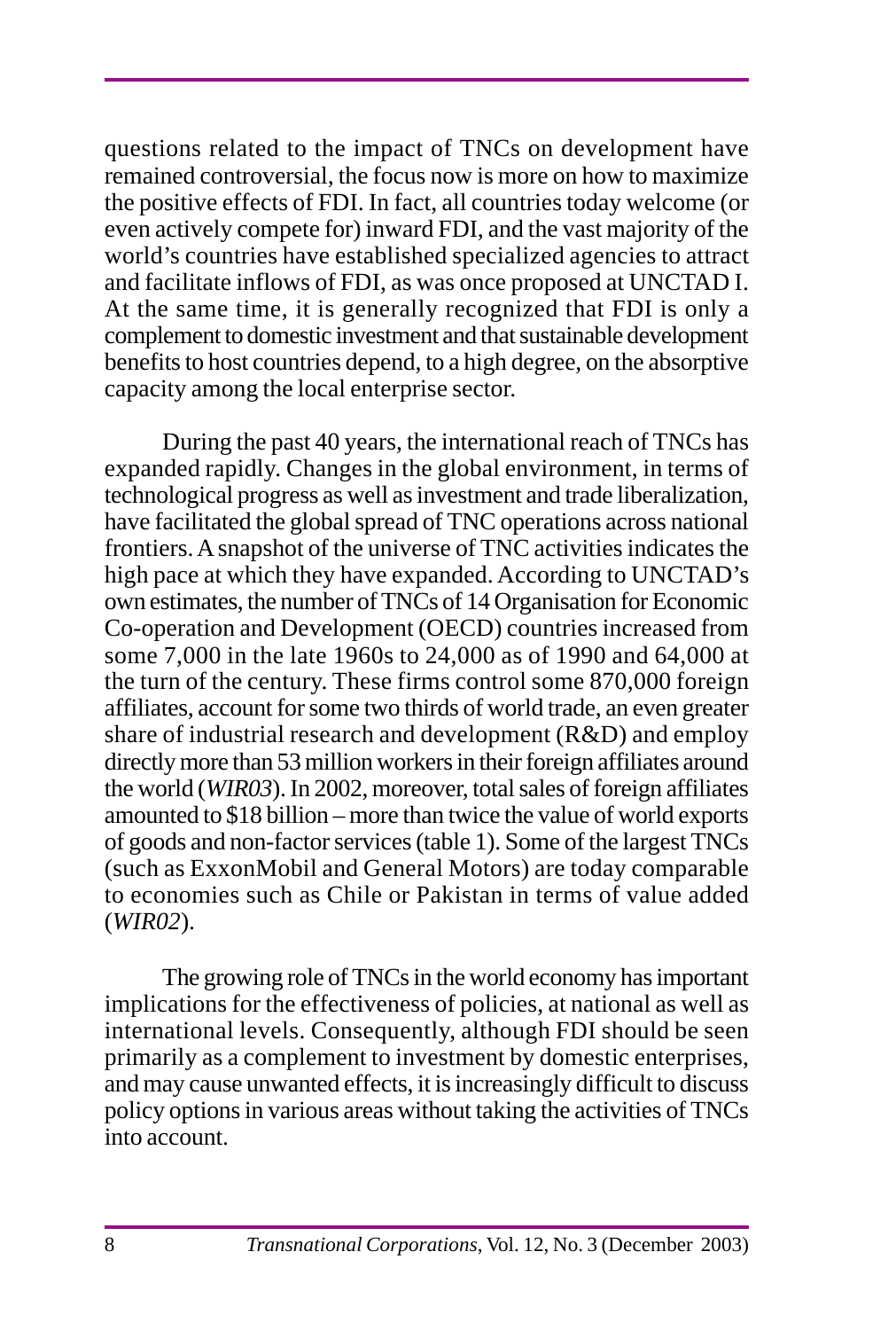questions related to the impact of TNCs on development have remained controversial, the focus now is more on how to maximize the positive effects of FDI. In fact, all countries today welcome (or even actively compete for) inward FDI, and the vast majority of the world's countries have established specialized agencies to attract and facilitate inflows of FDI, as was once proposed at UNCTAD I. At the same time, it is generally recognized that FDI is only a complement to domestic investment and that sustainable development benefits to host countries depend, to a high degree, on the absorptive capacity among the local enterprise sector.

During the past 40 years, the international reach of TNCs has expanded rapidly. Changes in the global environment, in terms of technological progress as well as investment and trade liberalization, have facilitated the global spread of TNC operations across national frontiers. A snapshot of the universe of TNC activities indicates the high pace at which they have expanded. According to UNCTAD's own estimates, the number of TNCs of 14 Organisation for Economic Co-operation and Development (OECD) countries increased from some 7,000 in the late 1960s to 24,000 as of 1990 and 64,000 at the turn of the century. These firms control some 870,000 foreign affiliates, account for some two thirds of world trade, an even greater share of industrial research and development (R&D) and employ directly more than 53 million workers in their foreign affiliates around the world (*WIR03*). In 2002, moreover, total sales of foreign affiliates amounted to $18 billion – more than twice the value of world exports of goods and non-factor services (table 1). Some of the largest TNCs (such as ExxonMobil and General Motors) are today comparable to economies such as Chile or Pakistan in terms of value added (*WIR02*).

The growing role of TNCs in the world economy has important implications for the effectiveness of policies, at national as well as international levels. Consequently, although FDI should be seen primarily as a complement to investment by domestic enterprises, and may cause unwanted effects, it is increasingly difficult to discuss policy options in various areas without taking the activities of TNCs into account.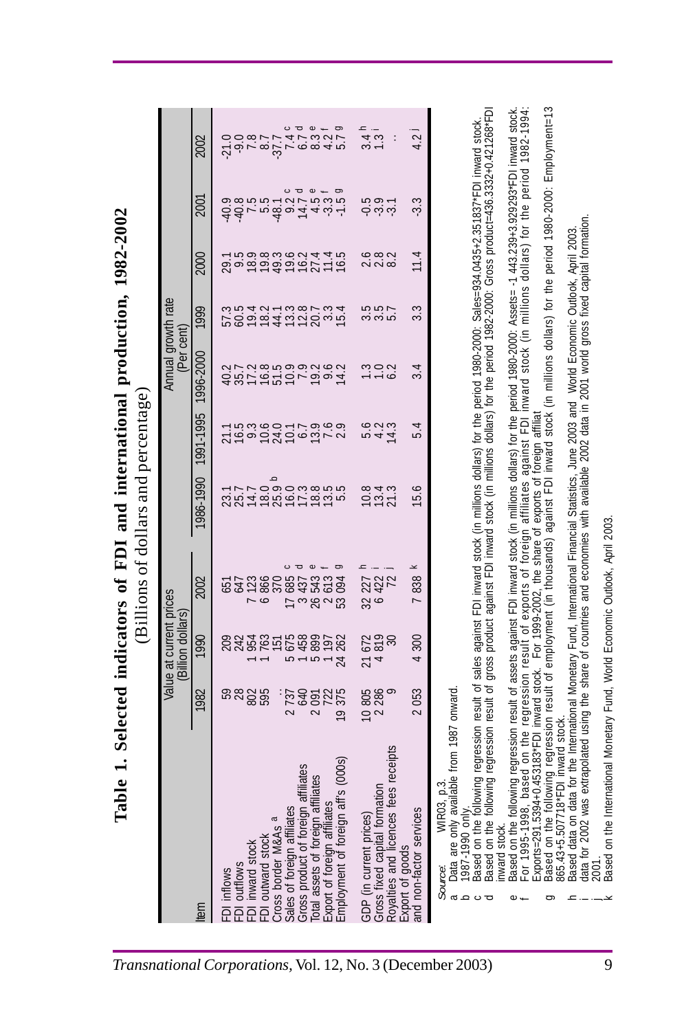# Table 1. Selected indicators of FDI and international production, 1982-2002

(Billions of dollars and percentage)

| Item | Value at current prices (Billion dollars) | | | Annual growth rate (Per cent) | | | | | | |
|---|---|---|---|---|---|---|---|---|---|---|
| | 1982 | 1990 | 2002 | 1986-1990 | 1991-1995 | 1996-2000 | 1999 | 2000 | 2001 | 2002 |
| FDI inflows | 59 | 209 | 651 | 23.1 | 21.1 | 40.2 | 57.3 | 29.1 | -40.9 | -21.0 |
| FDI outflows | 28 | 242 | 647 | 25.7 | 16.5 | 35.7 | 60.5 | 9.5 | -40.8 | -9.0 |
| FDI inward stock | 802 | 1 954 | 7 123 | 14.7 | 9.3 | 17.2 | 19.4 | 18.9 | 7.5 | 7.8 |
| FDI outward stock | 595 | 1 763 | 6 866 | 18.0 | 10.6 | 16.8 | 18.2 | 19.8 | 5.5 | 8.7 |
| Cross border M&As [a] | .. | 151 | 370 | 25.9 [b] | 24.0 | 51.5 | 44.1 | 49.3 | -48.1 | -37.7 |
| Sales of foreign affiliates | 2 737 | 5 675 | 17 685 [c] | 16.0 | 10.1 | 10.9 | 13.3 | 19.6 | 9.2 [c] | 7.4 [c] |
| Gross product of foreign affiliates | 640 | 1 458 | 3 437 [d] | 17.3 | 6.7 | 7.9 | 12.8 | 16.2 | 14.7 [d] | 6.7 [d] |
| Total assets of foreign affiliates | 2 091 | 5 899 | 26 543 [e] | 18.8 | 13.9 | 19.2 | 20.7 | 27.4 | 4.5 [e] | 8.3 [e] |
| Export of foreign affiliates | 722 | 1 197 | 2 613 [f] | 13.5 | 7.6 | 9.6 | 3.3 | 11.4 | -3.3 [f] | 4.2 [f] |
| Employment of foreign aff's (000s) | 19 375 | 24 262 | 53 094 [g] | 5.5 | 2.9 | 14.2 | 15.4 | 16.5 | -1.5 [g] | 5.7 [g] |
| GDP (in current prices) | 10 805 | 21 672 | 32 227 [h] | 10.8 | 5.6 | 1.3 | 3.5 | 2.6 | -0.5 | 3.4 [h] |
| Gross fixed capital formation | 2 286 | 4 819 | 6 422 [i] | 13.4 | 4.2 | 1.0 | 3.5 | 2.8 | -3.9 | 1.3 [i] |
| Royalties and licences fees receipts | 9 | 30 | 72 [j] | 21.3 | 14.3 | 6.2 | 5.7 | 8.2 | -3.1 | .. |
| Export of goods and non-factor services | 2 053 | 4 300 | 7 838 [k] | 15.6 | 5.4 | 3.4 | 3.3 | 11.4 | -3.3 | 4.2 [j] |

*Source:* WIR03, p.3.

a Data are only available from 1987 onward.
b 1987-1990 only.
c Based on the following regression result of sales against FDI inward stock (in millions dollars) for the period 1980-2000: Sales=934.0435+2.351837*FDI inward stock.
d Based on the following regression result of gross product against FDI inward stock (in millions dollars) for the period 1982-2000: Gross product=436.3332+0.421268*FDI inward stock.
e Based on the following regression result of assets against FDI inward stock (in millions dollars) for the period 1980-2000: Assets= -1 443.239+3.929293*FDI inward stock.
f For 1995-1998, based on the regression result of exports of foreign affiliates against FDI inward stock (in millions dollars) for the period 1982-1994: Exports=291.5394+0.453183*FDI inward stock. For 1999-2002, the share of exports of foreign affiliat
g Based on the following regression result of employment (in thousands) against FDI inward stock (in millions dollars) for the period 1980-2000: Employment=13 865.43+5.507718*FDI inward stock.
h Based data on data for the International Monetary Fund, International Financial Statistics, June 2003 and World Economic Outlook, April 2003.
i data for 2002 was extrapolated using the share of countries and economies with available 2002 data in 2001 world gross fixed capital formation.
j 2001.
k Based on the International Monetary Fund, World Economic Outlook, April 2003.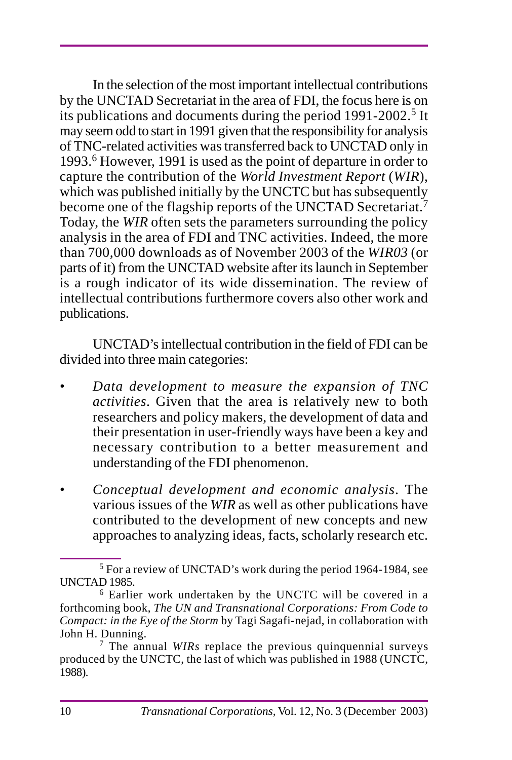In the selection of the most important intellectual contributions by the UNCTAD Secretariat in the area of FDI, the focus here is on its publications and documents during the period 1991-2002.[5] It may seem odd to start in 1991 given that the responsibility for analysis of TNC-related activities was transferred back to UNCTAD only in 1993.[6] However, 1991 is used as the point of departure in order to capture the contribution of the *World Investment Report* (*WIR*), which was published initially by the UNCTC but has subsequently become one of the flagship reports of the UNCTAD Secretariat.[7] Today, the *WIR* often sets the parameters surrounding the policy analysis in the area of FDI and TNC activities. Indeed, the more than 700,000 downloads as of November 2003 of the *WIR03* (or parts of it) from the UNCTAD website after its launch in September is a rough indicator of its wide dissemination. The review of intellectual contributions furthermore covers also other work and publications.

UNCTAD's intellectual contribution in the field of FDI can be divided into three main categories:

- *Data development to measure the expansion of TNC activities*. Given that the area is relatively new to both researchers and policy makers, the development of data and their presentation in user-friendly ways have been a key and necessary contribution to a better measurement and understanding of the FDI phenomenon.
- *Conceptual development and economic analysis*. The various issues of the *WIR* as well as other publications have contributed to the development of new concepts and new approaches to analyzing ideas, facts, scholarly research etc.

---

[5] For a review of UNCTAD's work during the period 1964-1984, see UNCTAD 1985.

[6] Earlier work undertaken by the UNCTC will be covered in a forthcoming book, *The UN and Transnational Corporations: From Code to Compact: in the Eye of the Storm* by Tagi Sagafi-nejad, in collaboration with John H. Dunning.

[7] The annual *WIRs* replace the previous quinquennial surveys produced by the UNCTC, the last of which was published in 1988 (UNCTC, 1988).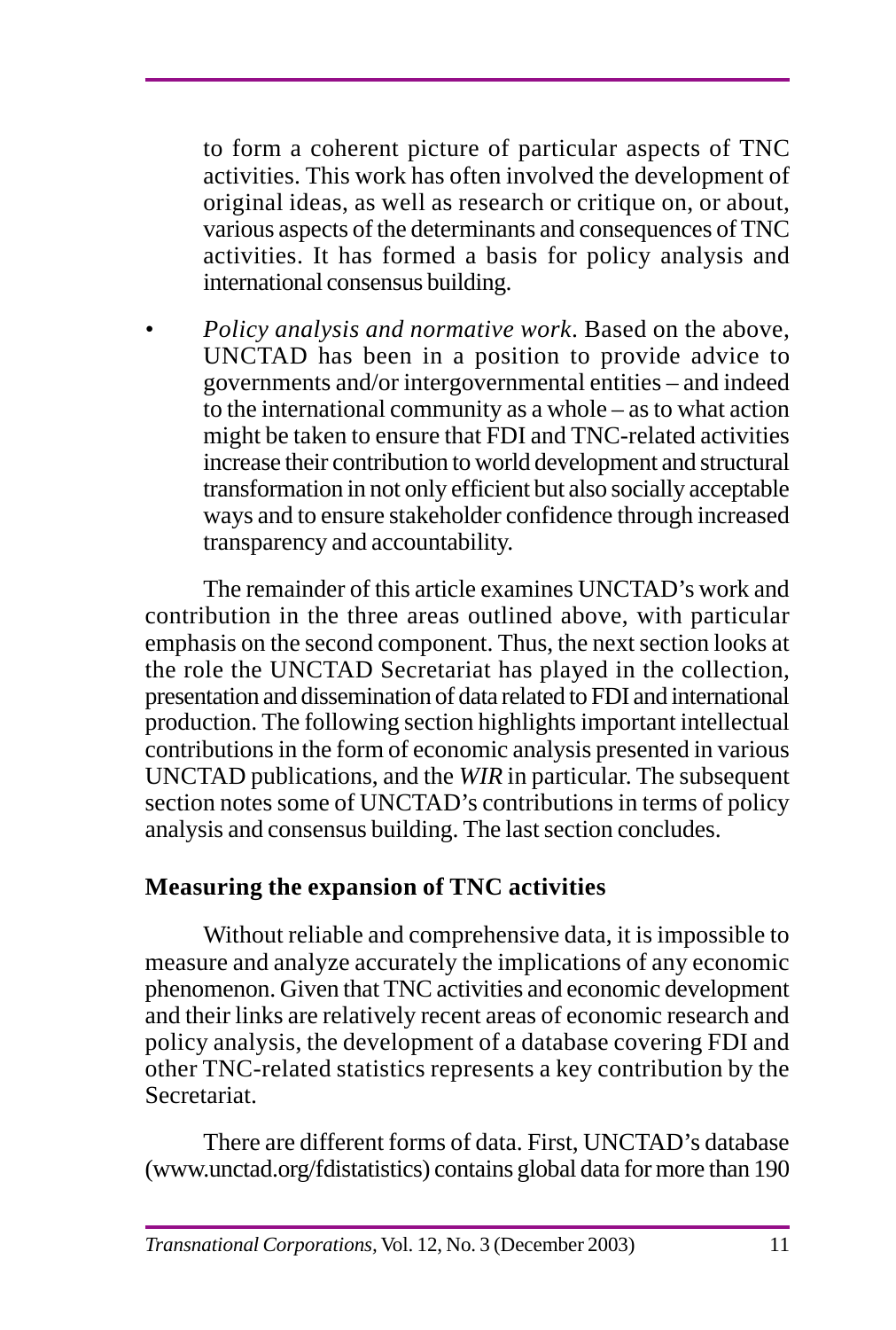to form a coherent picture of particular aspects of TNC activities. This work has often involved the development of original ideas, as well as research or critique on, or about, various aspects of the determinants and consequences of TNC activities. It has formed a basis for policy analysis and international consensus building.

- *Policy analysis and normative work*. Based on the above, UNCTAD has been in a position to provide advice to governments and/or intergovernmental entities – and indeed to the international community as a whole – as to what action might be taken to ensure that FDI and TNC-related activities increase their contribution to world development and structural transformation in not only efficient but also socially acceptable ways and to ensure stakeholder confidence through increased transparency and accountability.

The remainder of this article examines UNCTAD's work and contribution in the three areas outlined above, with particular emphasis on the second component. Thus, the next section looks at the role the UNCTAD Secretariat has played in the collection, presentation and dissemination of data related to FDI and international production. The following section highlights important intellectual contributions in the form of economic analysis presented in various UNCTAD publications, and the *WIR* in particular. The subsequent section notes some of UNCTAD's contributions in terms of policy analysis and consensus building. The last section concludes.

## Measuring the expansion of TNC activities

Without reliable and comprehensive data, it is impossible to measure and analyze accurately the implications of any economic phenomenon. Given that TNC activities and economic development and their links are relatively recent areas of economic research and policy analysis, the development of a database covering FDI and other TNC-related statistics represents a key contribution by the Secretariat.

There are different forms of data. First, UNCTAD's database (www.unctad.org/fdistatistics) contains global data for more than 190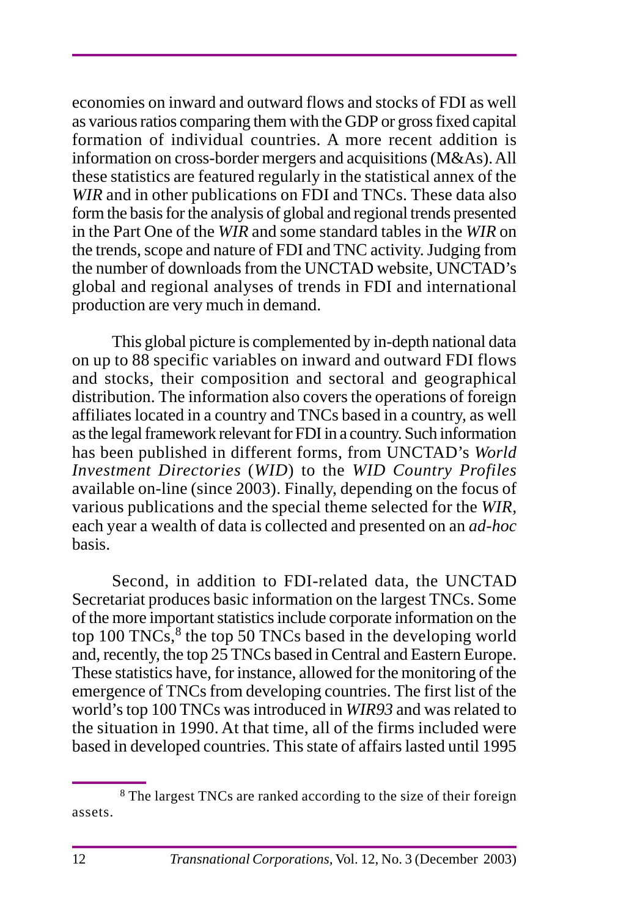economies on inward and outward flows and stocks of FDI as well as various ratios comparing them with the GDP or gross fixed capital formation of individual countries. A more recent addition is information on cross-border mergers and acquisitions (M&As). All these statistics are featured regularly in the statistical annex of the *WIR* and in other publications on FDI and TNCs. These data also form the basis for the analysis of global and regional trends presented in the Part One of the *WIR* and some standard tables in the *WIR* on the trends, scope and nature of FDI and TNC activity. Judging from the number of downloads from the UNCTAD website, UNCTAD's global and regional analyses of trends in FDI and international production are very much in demand.

This global picture is complemented by in-depth national data on up to 88 specific variables on inward and outward FDI flows and stocks, their composition and sectoral and geographical distribution. The information also covers the operations of foreign affiliates located in a country and TNCs based in a country, as well as the legal framework relevant for FDI in a country. Such information has been published in different forms, from UNCTAD's *World Investment Directories* (*WID*) to the *WID Country Profiles* available on-line (since 2003). Finally, depending on the focus of various publications and the special theme selected for the *WIR*, each year a wealth of data is collected and presented on an *ad-hoc* basis.

Second, in addition to FDI-related data, the UNCTAD Secretariat produces basic information on the largest TNCs. Some of the more important statistics include corporate information on the top 100 TNCs,[8] the top 50 TNCs based in the developing world and, recently, the top 25 TNCs based in Central and Eastern Europe. These statistics have, for instance, allowed for the monitoring of the emergence of TNCs from developing countries. The first list of the world's top 100 TNCs was introduced in *WIR93* and was related to the situation in 1990. At that time, all of the firms included were based in developed countries. This state of affairs lasted until 1995

[8] The largest TNCs are ranked according to the size of their foreign assets.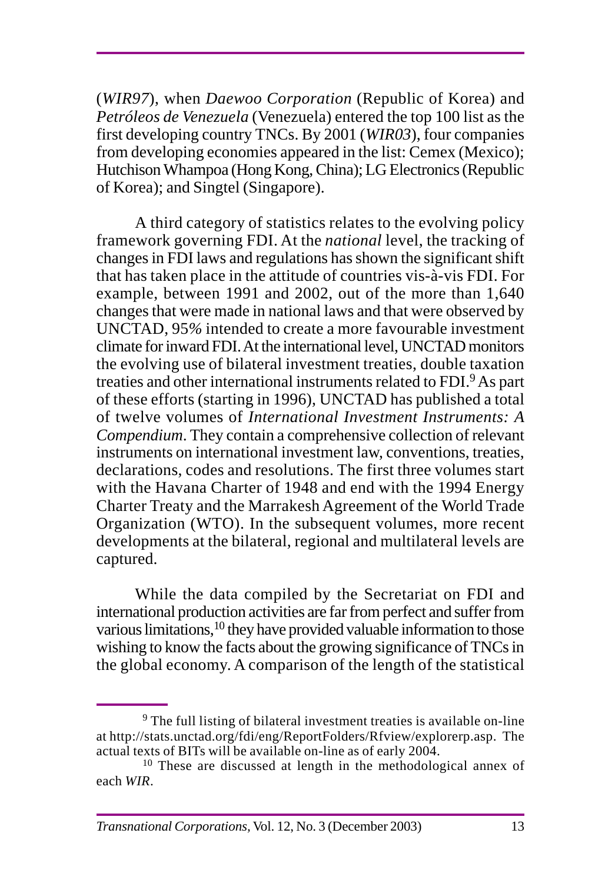(*WIR97*), when *Daewoo Corporation* (Republic of Korea) and *Petróleos de Venezuela* (Venezuela) entered the top 100 list as the first developing country TNCs. By 2001 (*WIR03*), four companies from developing economies appeared in the list: Cemex (Mexico); Hutchison Whampoa (Hong Kong, China); LG Electronics (Republic of Korea); and Singtel (Singapore).

A third category of statistics relates to the evolving policy framework governing FDI. At the *national* level, the tracking of changes in FDI laws and regulations has shown the significant shift that has taken place in the attitude of countries vis-à-vis FDI. For example, between 1991 and 2002, out of the more than 1,640 changes that were made in national laws and that were observed by UNCTAD, 95% intended to create a more favourable investment climate for inward FDI. At the international level, UNCTAD monitors the evolving use of bilateral investment treaties, double taxation treaties and other international instruments related to FDI.[9] As part of these efforts (starting in 1996), UNCTAD has published a total of twelve volumes of *International Investment Instruments: A Compendium*. They contain a comprehensive collection of relevant instruments on international investment law, conventions, treaties, declarations, codes and resolutions. The first three volumes start with the Havana Charter of 1948 and end with the 1994 Energy Charter Treaty and the Marrakesh Agreement of the World Trade Organization (WTO). In the subsequent volumes, more recent developments at the bilateral, regional and multilateral levels are captured.

While the data compiled by the Secretariat on FDI and international production activities are far from perfect and suffer from various limitations,[10] they have provided valuable information to those wishing to know the facts about the growing significance of TNCs in the global economy. A comparison of the length of the statistical

---

[9] The full listing of bilateral investment treaties is available on-line at http://stats.unctad.org/fdi/eng/ReportFolders/Rfview/explorerp.asp. The actual texts of BITs will be available on-line as of early 2004.

[10] These are discussed at length in the methodological annex of each *WIR*.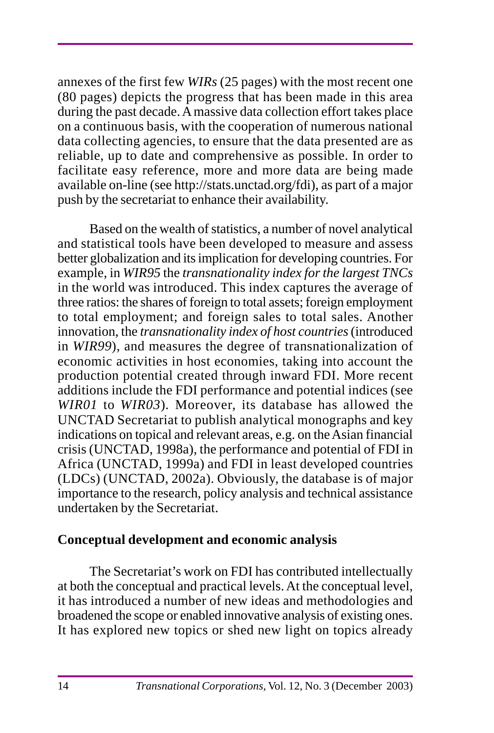annexes of the first few *WIRs* (25 pages) with the most recent one (80 pages) depicts the progress that has been made in this area during the past decade. A massive data collection effort takes place on a continuous basis, with the cooperation of numerous national data collecting agencies, to ensure that the data presented are as reliable, up to date and comprehensive as possible. In order to facilitate easy reference, more and more data are being made available on-line (see http://stats.unctad.org/fdi), as part of a major push by the secretariat to enhance their availability.

Based on the wealth of statistics, a number of novel analytical and statistical tools have been developed to measure and assess better globalization and its implication for developing countries. For example, in *WIR95* the *transnationality index for the largest TNCs* in the world was introduced. This index captures the average of three ratios: the shares of foreign to total assets; foreign employment to total employment; and foreign sales to total sales. Another innovation, the *transnationality index of host countries* (introduced in *WIR99*), and measures the degree of transnationalization of economic activities in host economies, taking into account the production potential created through inward FDI. More recent additions include the FDI performance and potential indices (see *WIR01* to *WIR03*). Moreover, its database has allowed the UNCTAD Secretariat to publish analytical monographs and key indications on topical and relevant areas, e.g. on the Asian financial crisis (UNCTAD, 1998a), the performance and potential of FDI in Africa (UNCTAD, 1999a) and FDI in least developed countries (LDCs) (UNCTAD, 2002a). Obviously, the database is of major importance to the research, policy analysis and technical assistance undertaken by the Secretariat.

## Conceptual development and economic analysis

The Secretariat's work on FDI has contributed intellectually at both the conceptual and practical levels. At the conceptual level, it has introduced a number of new ideas and methodologies and broadened the scope or enabled innovative analysis of existing ones. It has explored new topics or shed new light on topics already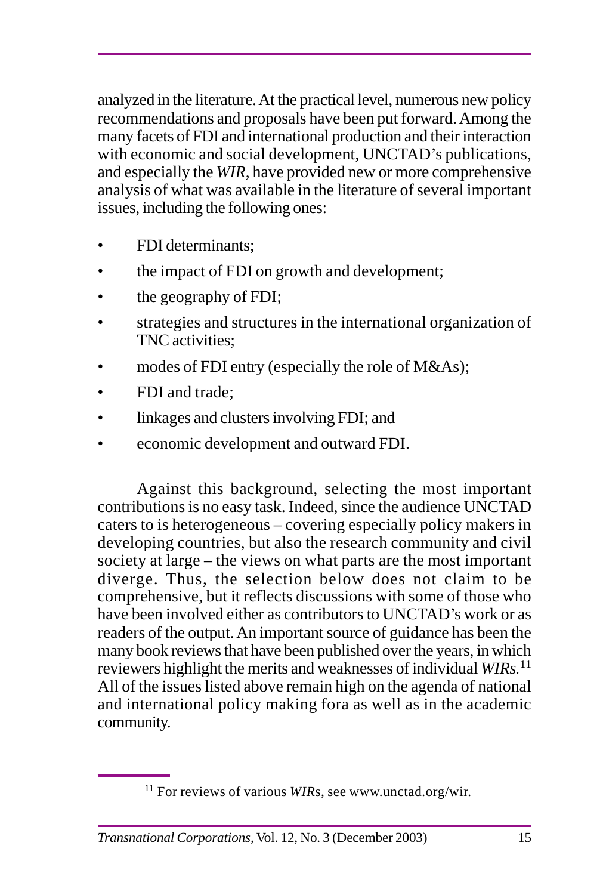analyzed in the literature. At the practical level, numerous new policy recommendations and proposals have been put forward. Among the many facets of FDI and international production and their interaction with economic and social development, UNCTAD's publications, and especially the *WIR*, have provided new or more comprehensive analysis of what was available in the literature of several important issues, including the following ones:

- FDI determinants;
- the impact of FDI on growth and development;
- the geography of FDI;
- strategies and structures in the international organization of TNC activities;
- modes of FDI entry (especially the role of M&As);
- FDI and trade;
- linkages and clusters involving FDI; and
- economic development and outward FDI.

Against this background, selecting the most important contributions is no easy task. Indeed, since the audience UNCTAD caters to is heterogeneous – covering especially policy makers in developing countries, but also the research community and civil society at large – the views on what parts are the most important diverge. Thus, the selection below does not claim to be comprehensive, but it reflects discussions with some of those who have been involved either as contributors to UNCTAD's work or as readers of the output. An important source of guidance has been the many book reviews that have been published over the years, in which reviewers highlight the merits and weaknesses of individual *WIRs.*[11] All of the issues listed above remain high on the agenda of national and international policy making fora as well as in the academic community.

[11] For reviews of various *WIR*s, see www.unctad.org/wir.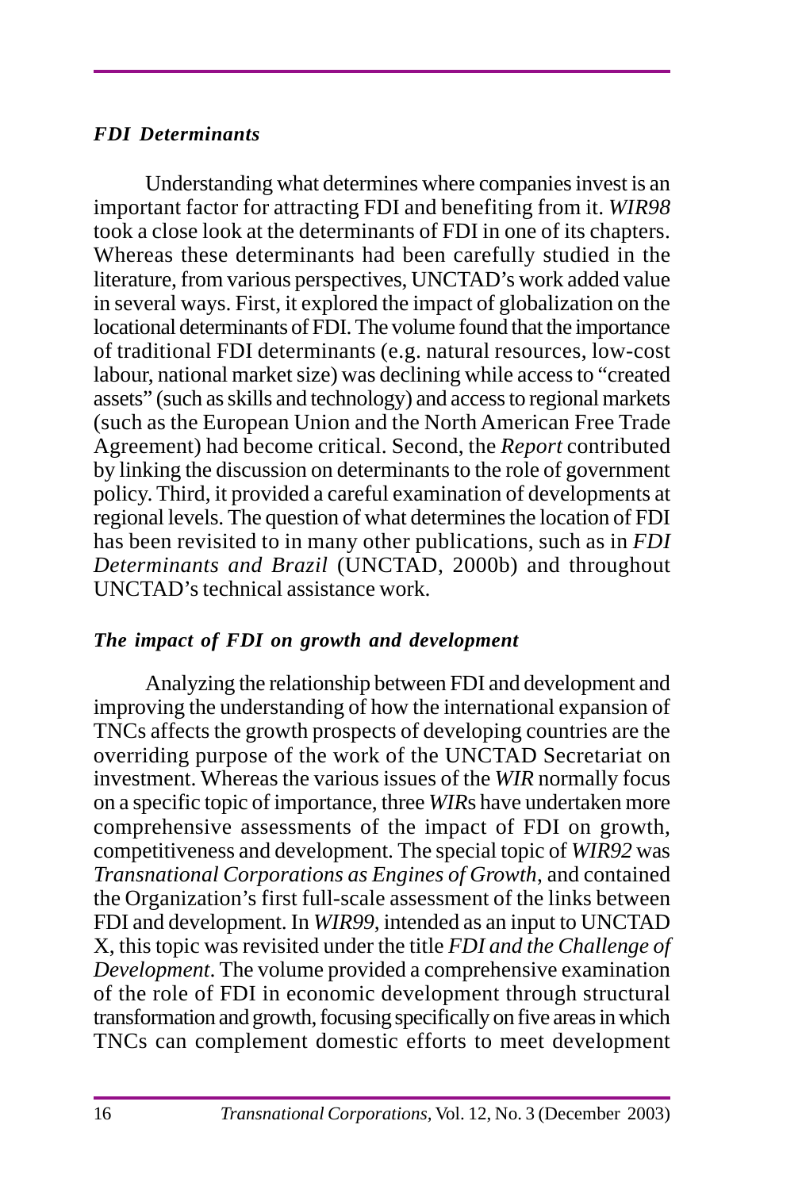### *FDI Determinants*

Understanding what determines where companies invest is an important factor for attracting FDI and benefiting from it. *WIR98* took a close look at the determinants of FDI in one of its chapters. Whereas these determinants had been carefully studied in the literature, from various perspectives, UNCTAD's work added value in several ways. First, it explored the impact of globalization on the locational determinants of FDI. The volume found that the importance of traditional FDI determinants (e.g. natural resources, low-cost labour, national market size) was declining while access to "created assets" (such as skills and technology) and access to regional markets (such as the European Union and the North American Free Trade Agreement) had become critical. Second, the *Report* contributed by linking the discussion on determinants to the role of government policy. Third, it provided a careful examination of developments at regional levels. The question of what determines the location of FDI has been revisited to in many other publications, such as in *FDI Determinants and Brazil* (UNCTAD, 2000b) and throughout UNCTAD's technical assistance work.

### *The impact of FDI on growth and development*

Analyzing the relationship between FDI and development and improving the understanding of how the international expansion of TNCs affects the growth prospects of developing countries are the overriding purpose of the work of the UNCTAD Secretariat on investment. Whereas the various issues of the *WIR* normally focus on a specific topic of importance, three *WIR*s have undertaken more comprehensive assessments of the impact of FDI on growth, competitiveness and development. The special topic of *WIR92* was *Transnational Corporations as Engines of Growth,* and contained the Organization's first full-scale assessment of the links between FDI and development. In *WIR99,* intended as an input to UNCTAD X, this topic was revisited under the title *FDI and the Challenge of Development*. The volume provided a comprehensive examination of the role of FDI in economic development through structural transformation and growth, focusing specifically on five areas in which TNCs can complement domestic efforts to meet development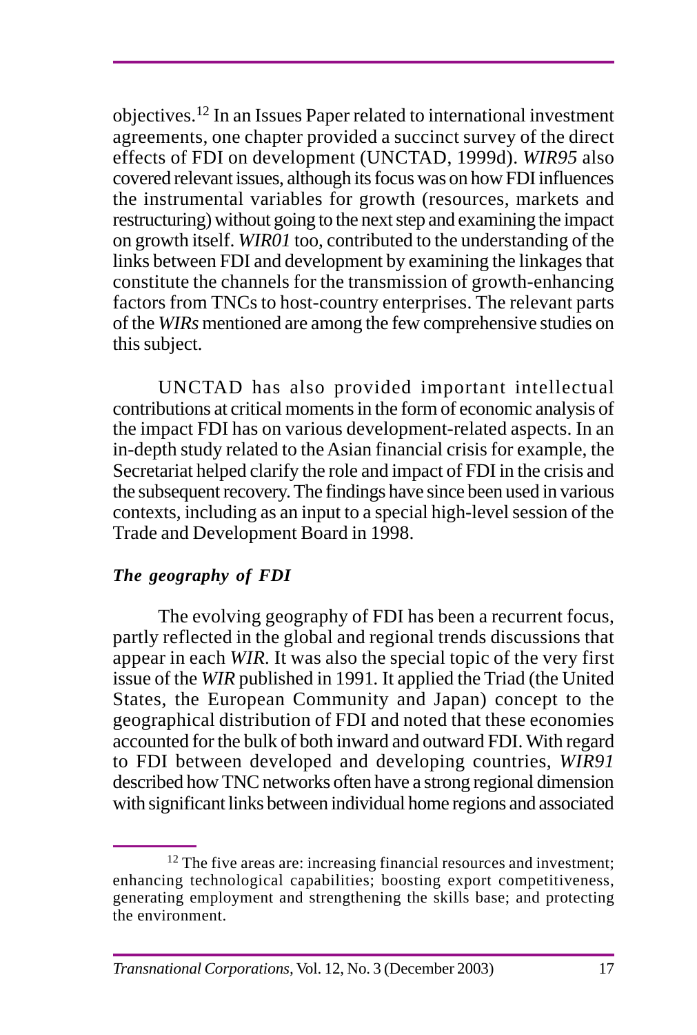objectives.[12] In an Issues Paper related to international investment agreements, one chapter provided a succinct survey of the direct effects of FDI on development (UNCTAD, 1999d). *WIR95* also covered relevant issues, although its focus was on how FDI influences the instrumental variables for growth (resources, markets and restructuring) without going to the next step and examining the impact on growth itself. *WIR01* too, contributed to the understanding of the links between FDI and development by examining the linkages that constitute the channels for the transmission of growth-enhancing factors from TNCs to host-country enterprises. The relevant parts of the *WIRs* mentioned are among the few comprehensive studies on this subject.

UNCTAD has also provided important intellectual contributions at critical moments in the form of economic analysis of the impact FDI has on various development-related aspects. In an in-depth study related to the Asian financial crisis for example, the Secretariat helped clarify the role and impact of FDI in the crisis and the subsequent recovery. The findings have since been used in various contexts, including as an input to a special high-level session of the Trade and Development Board in 1998.

***The geography of FDI***

The evolving geography of FDI has been a recurrent focus, partly reflected in the global and regional trends discussions that appear in each *WIR*. It was also the special topic of the very first issue of the *WIR* published in 1991. It applied the Triad (the United States, the European Community and Japan) concept to the geographical distribution of FDI and noted that these economies accounted for the bulk of both inward and outward FDI. With regard to FDI between developed and developing countries, *WIR91* described how TNC networks often have a strong regional dimension with significant links between individual home regions and associated

[12] The five areas are: increasing financial resources and investment; enhancing technological capabilities; boosting export competitiveness, generating employment and strengthening the skills base; and protecting the environment.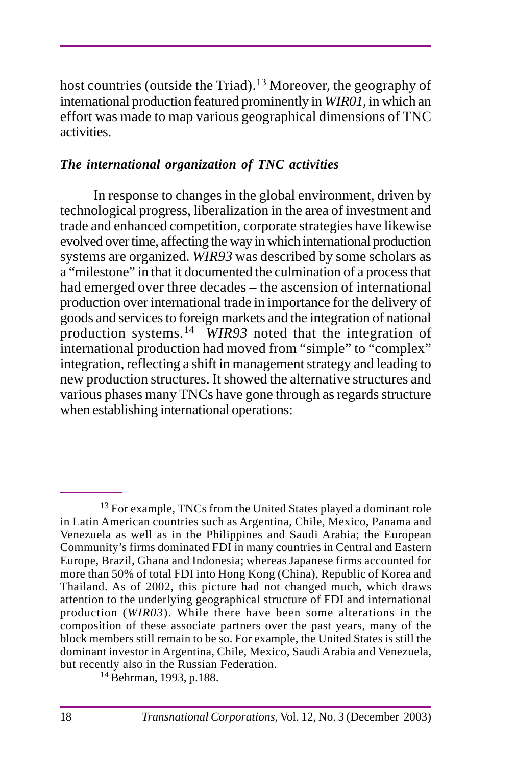host countries (outside the Triad).[13] Moreover, the geography of international production featured prominently in *WIR01*, in which an effort was made to map various geographical dimensions of TNC activities.

### *The international organization of TNC activities*

In response to changes in the global environment, driven by technological progress, liberalization in the area of investment and trade and enhanced competition, corporate strategies have likewise evolved over time, affecting the way in which international production systems are organized. *WIR93* was described by some scholars as a "milestone" in that it documented the culmination of a process that had emerged over three decades – the ascension of international production over international trade in importance for the delivery of goods and services to foreign markets and the integration of national production systems.[14] *WIR93* noted that the integration of international production had moved from "simple" to "complex" integration, reflecting a shift in management strategy and leading to new production structures. It showed the alternative structures and various phases many TNCs have gone through as regards structure when establishing international operations:

---

[13] For example, TNCs from the United States played a dominant role in Latin American countries such as Argentina, Chile, Mexico, Panama and Venezuela as well as in the Philippines and Saudi Arabia; the European Community's firms dominated FDI in many countries in Central and Eastern Europe, Brazil, Ghana and Indonesia; whereas Japanese firms accounted for more than 50% of total FDI into Hong Kong (China), Republic of Korea and Thailand. As of 2002, this picture had not changed much, which draws attention to the underlying geographical structure of FDI and international production (*WIR03*). While there have been some alterations in the composition of these associate partners over the past years, many of the block members still remain to be so. For example, the United States is still the dominant investor in Argentina, Chile, Mexico, Saudi Arabia and Venezuela, but recently also in the Russian Federation.

[14] Behrman, 1993, p.188.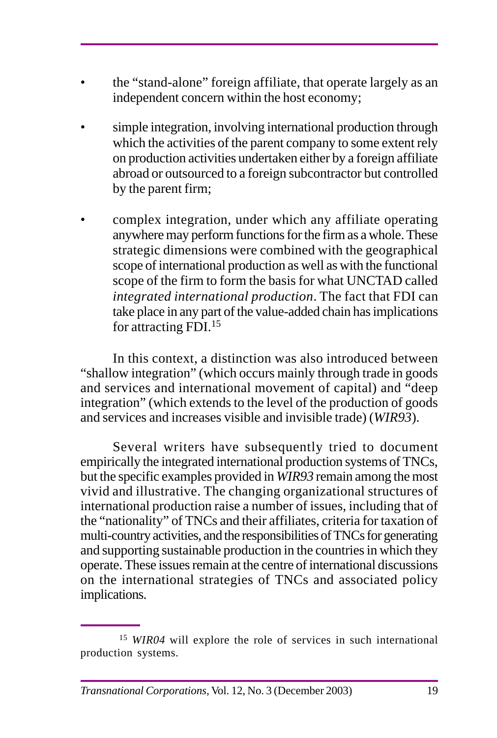- the "stand-alone" foreign affiliate, that operate largely as an independent concern within the host economy;
- simple integration, involving international production through which the activities of the parent company to some extent rely on production activities undertaken either by a foreign affiliate abroad or outsourced to a foreign subcontractor but controlled by the parent firm;
- complex integration, under which any affiliate operating anywhere may perform functions for the firm as a whole. These strategic dimensions were combined with the geographical scope of international production as well as with the functional scope of the firm to form the basis for what UNCTAD called *integrated international production*. The fact that FDI can take place in any part of the value-added chain has implications for attracting FDI.[15]

In this context, a distinction was also introduced between "shallow integration" (which occurs mainly through trade in goods and services and international movement of capital) and "deep integration" (which extends to the level of the production of goods and services and increases visible and invisible trade) (*WIR93*).

Several writers have subsequently tried to document empirically the integrated international production systems of TNCs, but the specific examples provided in *WIR93* remain among the most vivid and illustrative. The changing organizational structures of international production raise a number of issues, including that of the "nationality" of TNCs and their affiliates, criteria for taxation of multi-country activities, and the responsibilities of TNCs for generating and supporting sustainable production in the countries in which they operate. These issues remain at the centre of international discussions on the international strategies of TNCs and associated policy implications.

---

[15] *WIR04* will explore the role of services in such international production systems.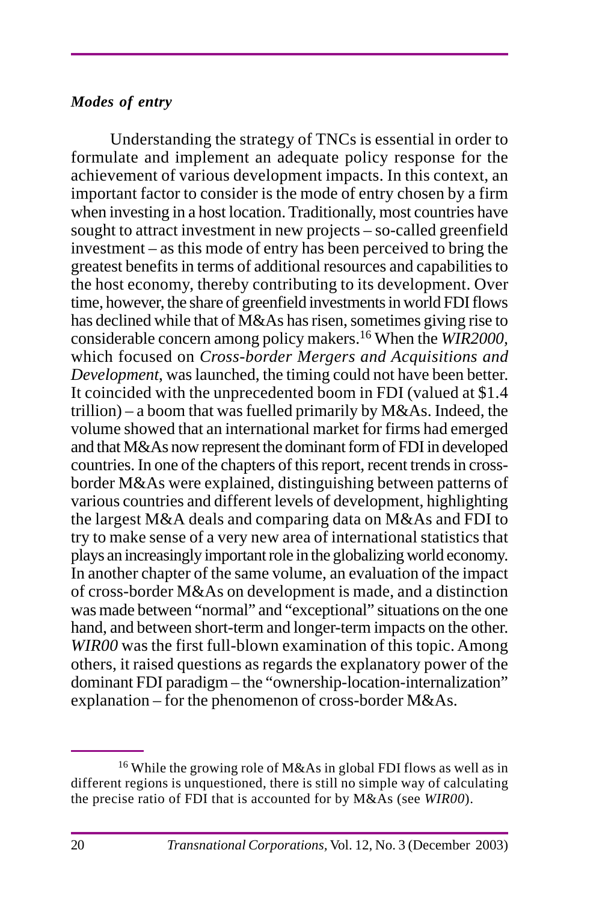### *Modes of entry*

Understanding the strategy of TNCs is essential in order to formulate and implement an adequate policy response for the achievement of various development impacts. In this context, an important factor to consider is the mode of entry chosen by a firm when investing in a host location. Traditionally, most countries have sought to attract investment in new projects – so-called greenfield investment – as this mode of entry has been perceived to bring the greatest benefits in terms of additional resources and capabilities to the host economy, thereby contributing to its development. Over time, however, the share of greenfield investments in world FDI flows has declined while that of M&As has risen, sometimes giving rise to considerable concern among policy makers.[16] When the *WIR2000*, which focused on *Cross-border Mergers and Acquisitions and Development*, was launched, the timing could not have been better. It coincided with the unprecedented boom in FDI (valued at $1.4 trillion) – a boom that was fuelled primarily by M&As. Indeed, the volume showed that an international market for firms had emerged and that M&As now represent the dominant form of FDI in developed countries. In one of the chapters of this report, recent trends in cross-border M&As were explained, distinguishing between patterns of various countries and different levels of development, highlighting the largest M&A deals and comparing data on M&As and FDI to try to make sense of a very new area of international statistics that plays an increasingly important role in the globalizing world economy. In another chapter of the same volume, an evaluation of the impact of cross-border M&As on development is made, and a distinction was made between "normal" and "exceptional" situations on the one hand, and between short-term and longer-term impacts on the other. *WIR00* was the first full-blown examination of this topic. Among others, it raised questions as regards the explanatory power of the dominant FDI paradigm – the "ownership-location-internalization" explanation – for the phenomenon of cross-border M&As.

---

[16] While the growing role of M&As in global FDI flows as well as in different regions is unquestioned, there is still no simple way of calculating the precise ratio of FDI that is accounted for by M&As (see *WIR00*).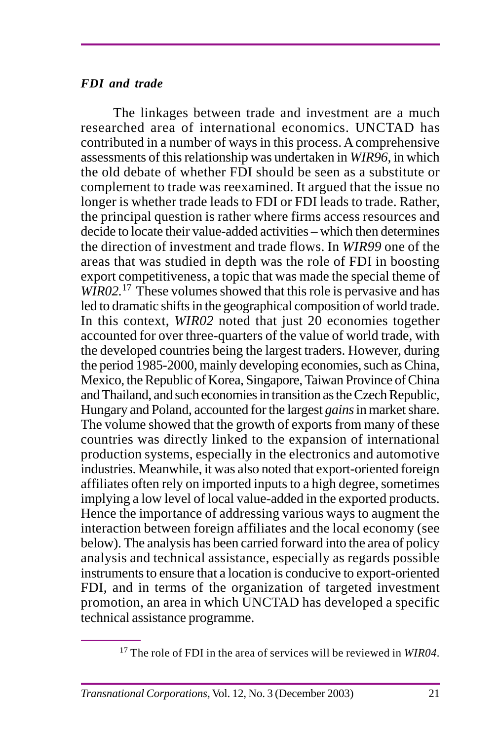### *FDI and trade*

The linkages between trade and investment are a much researched area of international economics. UNCTAD has contributed in a number of ways in this process. A comprehensive assessments of this relationship was undertaken in *WIR96,* in which the old debate of whether FDI should be seen as a substitute or complement to trade was reexamined. It argued that the issue no longer is whether trade leads to FDI or FDI leads to trade. Rather, the principal question is rather where firms access resources and decide to locate their value-added activities – which then determines the direction of investment and trade flows. In *WIR99* one of the areas that was studied in depth was the role of FDI in boosting export competitiveness, a topic that was made the special theme of *WIR02.*[17] These volumes showed that this role is pervasive and has led to dramatic shifts in the geographical composition of world trade. In this context, *WIR02* noted that just 20 economies together accounted for over three-quarters of the value of world trade, with the developed countries being the largest traders. However, during the period 1985-2000, mainly developing economies, such as China, Mexico, the Republic of Korea, Singapore, Taiwan Province of China and Thailand, and such economies in transition as the Czech Republic, Hungary and Poland, accounted for the largest *gains* in market share. The volume showed that the growth of exports from many of these countries was directly linked to the expansion of international production systems, especially in the electronics and automotive industries. Meanwhile, it was also noted that export-oriented foreign affiliates often rely on imported inputs to a high degree, sometimes implying a low level of local value-added in the exported products. Hence the importance of addressing various ways to augment the interaction between foreign affiliates and the local economy (see below). The analysis has been carried forward into the area of policy analysis and technical assistance, especially as regards possible instruments to ensure that a location is conducive to export-oriented FDI, and in terms of the organization of targeted investment promotion, an area in which UNCTAD has developed a specific technical assistance programme.

[17] The role of FDI in the area of services will be reviewed in *WIR04*.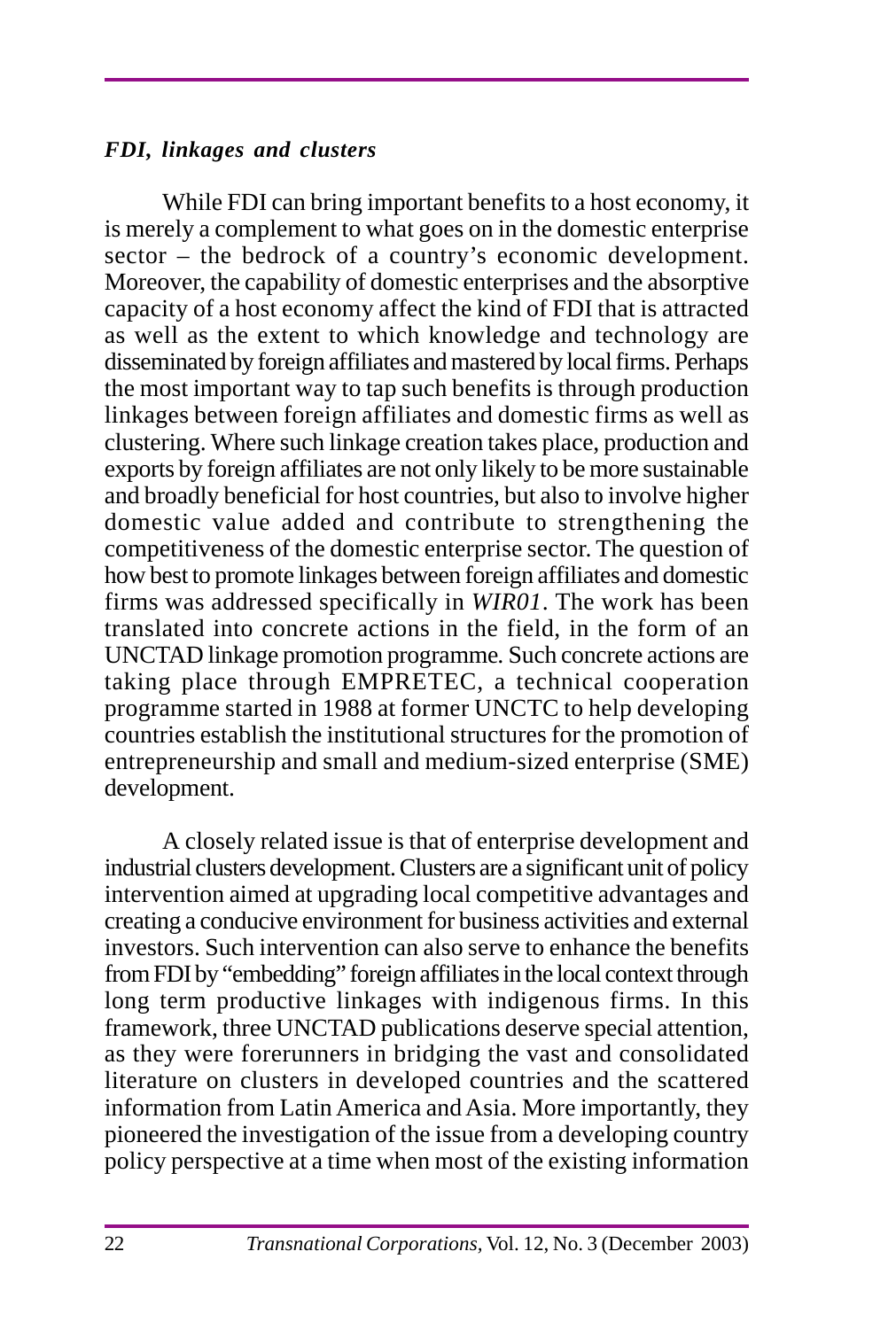### *FDI, linkages and clusters*

While FDI can bring important benefits to a host economy, it is merely a complement to what goes on in the domestic enterprise sector – the bedrock of a country's economic development. Moreover, the capability of domestic enterprises and the absorptive capacity of a host economy affect the kind of FDI that is attracted as well as the extent to which knowledge and technology are disseminated by foreign affiliates and mastered by local firms. Perhaps the most important way to tap such benefits is through production linkages between foreign affiliates and domestic firms as well as clustering. Where such linkage creation takes place, production and exports by foreign affiliates are not only likely to be more sustainable and broadly beneficial for host countries, but also to involve higher domestic value added and contribute to strengthening the competitiveness of the domestic enterprise sector. The question of how best to promote linkages between foreign affiliates and domestic firms was addressed specifically in *WIR01*. The work has been translated into concrete actions in the field, in the form of an UNCTAD linkage promotion programme. Such concrete actions are taking place through EMPRETEC, a technical cooperation programme started in 1988 at former UNCTC to help developing countries establish the institutional structures for the promotion of entrepreneurship and small and medium-sized enterprise (SME) development.

A closely related issue is that of enterprise development and industrial clusters development. Clusters are a significant unit of policy intervention aimed at upgrading local competitive advantages and creating a conducive environment for business activities and external investors. Such intervention can also serve to enhance the benefits from FDI by "embedding" foreign affiliates in the local context through long term productive linkages with indigenous firms. In this framework, three UNCTAD publications deserve special attention, as they were forerunners in bridging the vast and consolidated literature on clusters in developed countries and the scattered information from Latin America and Asia. More importantly, they pioneered the investigation of the issue from a developing country policy perspective at a time when most of the existing information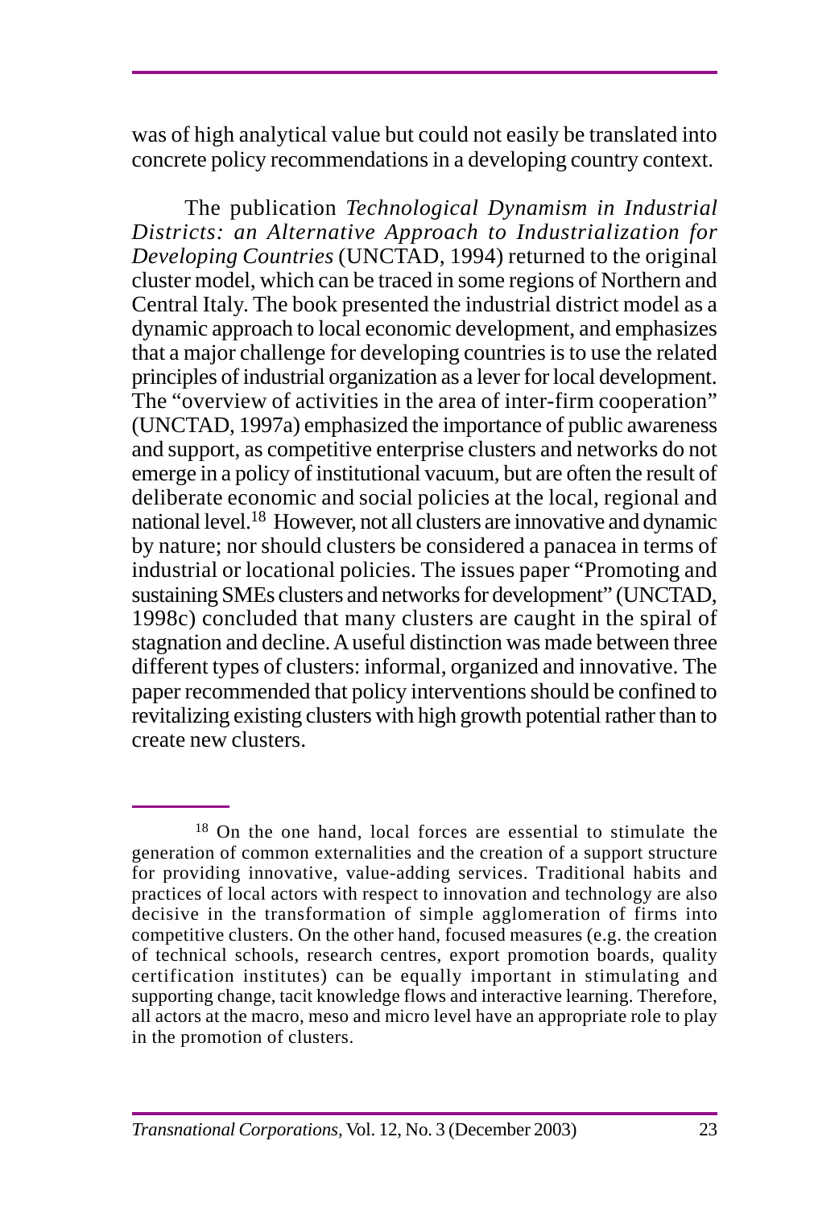was of high analytical value but could not easily be translated into concrete policy recommendations in a developing country context.

The publication *Technological Dynamism in Industrial Districts: an Alternative Approach to Industrialization for Developing Countries* (UNCTAD, 1994) returned to the original cluster model, which can be traced in some regions of Northern and Central Italy. The book presented the industrial district model as a dynamic approach to local economic development, and emphasizes that a major challenge for developing countries is to use the related principles of industrial organization as a lever for local development. The "overview of activities in the area of inter-firm cooperation" (UNCTAD, 1997a) emphasized the importance of public awareness and support, as competitive enterprise clusters and networks do not emerge in a policy of institutional vacuum, but are often the result of deliberate economic and social policies at the local, regional and national level.[18] However, not all clusters are innovative and dynamic by nature; nor should clusters be considered a panacea in terms of industrial or locational policies. The issues paper "Promoting and sustaining SMEs clusters and networks for development" (UNCTAD, 1998c) concluded that many clusters are caught in the spiral of stagnation and decline. A useful distinction was made between three different types of clusters: informal, organized and innovative. The paper recommended that policy interventions should be confined to revitalizing existing clusters with high growth potential rather than to create new clusters.

---

[18] On the one hand, local forces are essential to stimulate the generation of common externalities and the creation of a support structure for providing innovative, value-adding services. Traditional habits and practices of local actors with respect to innovation and technology are also decisive in the transformation of simple agglomeration of firms into competitive clusters. On the other hand, focused measures (e.g. the creation of technical schools, research centres, export promotion boards, quality certification institutes) can be equally important in stimulating and supporting change, tacit knowledge flows and interactive learning. Therefore, all actors at the macro, meso and micro level have an appropriate role to play in the promotion of clusters.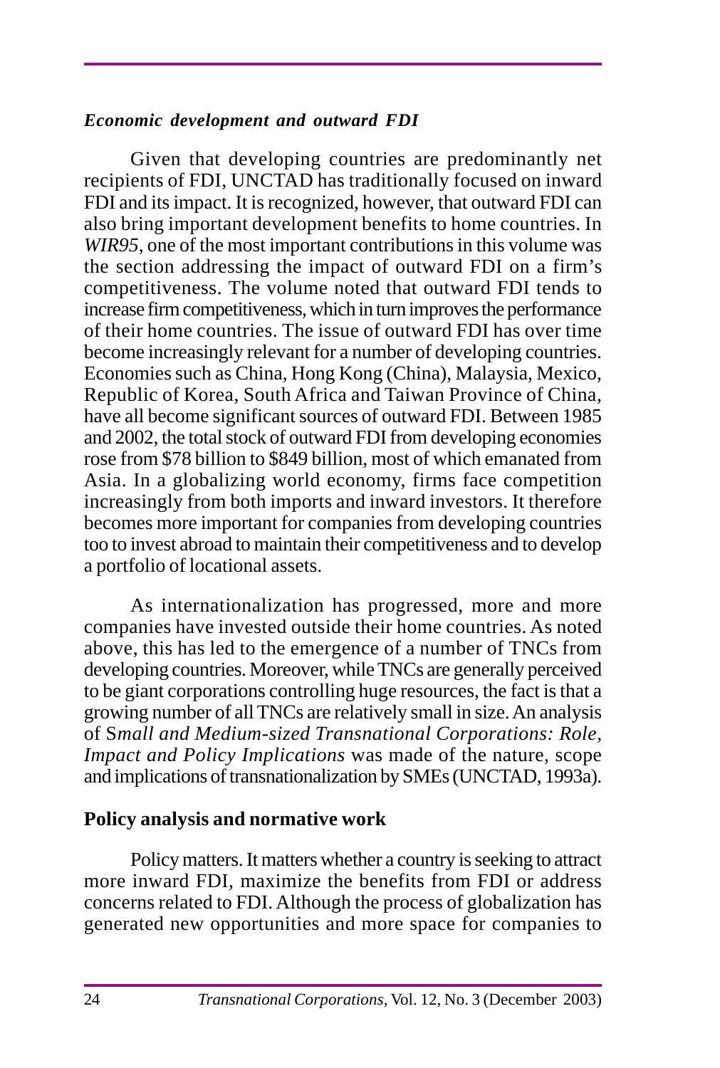### *Economic development and outward FDI*

Given that developing countries are predominantly net recipients of FDI, UNCTAD has traditionally focused on inward FDI and its impact. It is recognized, however, that outward FDI can also bring important development benefits to home countries. In *WIR95*, one of the most important contributions in this volume was the section addressing the impact of outward FDI on a firm's competitiveness. The volume noted that outward FDI tends to increase firm competitiveness, which in turn improves the performance of their home countries. The issue of outward FDI has over time become increasingly relevant for a number of developing countries. Economies such as China, Hong Kong (China), Malaysia, Mexico, Republic of Korea, South Africa and Taiwan Province of China, have all become significant sources of outward FDI. Between 1985 and 2002, the total stock of outward FDI from developing economies rose from $78 billion to $849 billion, most of which emanated from Asia. In a globalizing world economy, firms face competition increasingly from both imports and inward investors. It therefore becomes more important for companies from developing countries too to invest abroad to maintain their competitiveness and to develop a portfolio of locational assets.

As internationalization has progressed, more and more companies have invested outside their home countries. As noted above, this has led to the emergence of a number of TNCs from developing countries. Moreover, while TNCs are generally perceived to be giant corporations controlling huge resources, the fact is that a growing number of all TNCs are relatively small in size. An analysis of S*mall and Medium-sized Transnational Corporations: Role, Impact and Policy Implications* was made of the nature, scope and implications of transnationalization by SMEs (UNCTAD, 1993a).

## **Policy analysis and normative work**

Policy matters. It matters whether a country is seeking to attract more inward FDI, maximize the benefits from FDI or address concerns related to FDI. Although the process of globalization has generated new opportunities and more space for companies to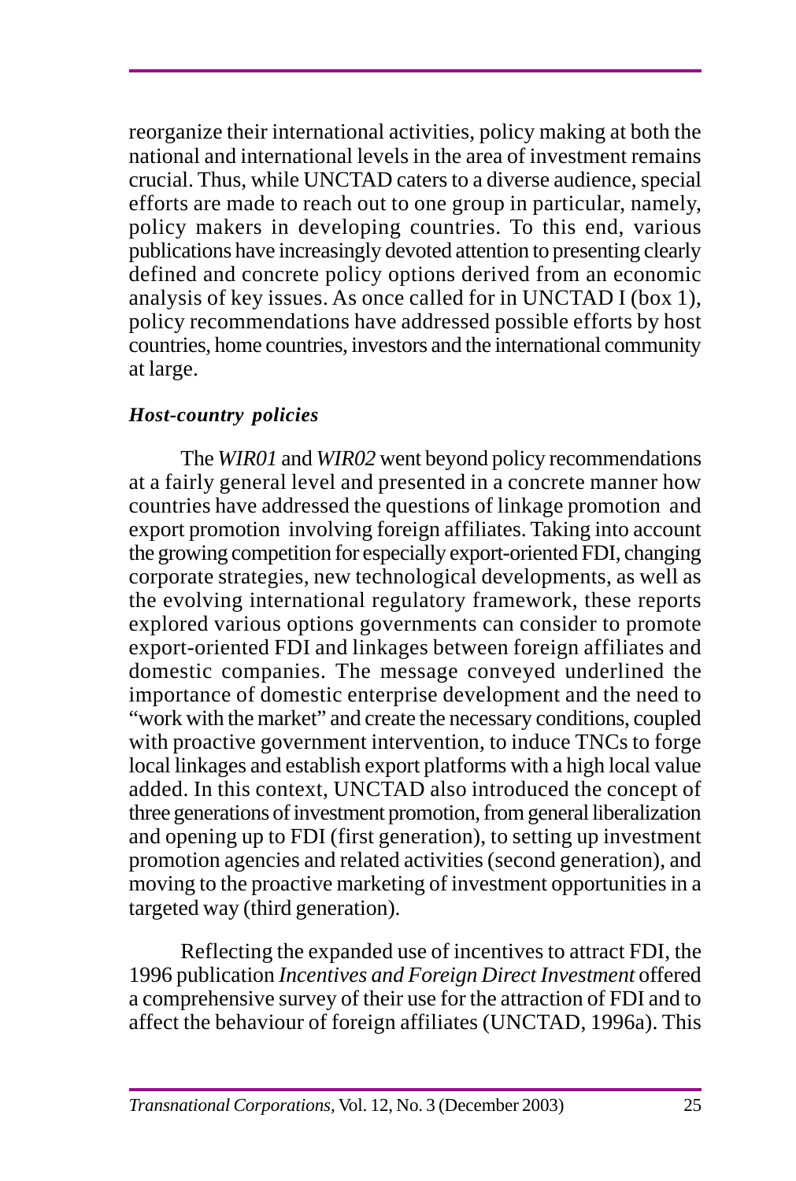reorganize their international activities, policy making at both the national and international levels in the area of investment remains crucial. Thus, while UNCTAD caters to a diverse audience, special efforts are made to reach out to one group in particular, namely, policy makers in developing countries. To this end, various publications have increasingly devoted attention to presenting clearly defined and concrete policy options derived from an economic analysis of key issues. As once called for in UNCTAD I (box 1), policy recommendations have addressed possible efforts by host countries, home countries, investors and the international community at large.

***Host-country policies***

The *WIR01* and *WIR02* went beyond policy recommendations at a fairly general level and presented in a concrete manner how countries have addressed the questions of linkage promotion and export promotion involving foreign affiliates. Taking into account the growing competition for especially export-oriented FDI, changing corporate strategies, new technological developments, as well as the evolving international regulatory framework, these reports explored various options governments can consider to promote export-oriented FDI and linkages between foreign affiliates and domestic companies. The message conveyed underlined the importance of domestic enterprise development and the need to "work with the market" and create the necessary conditions, coupled with proactive government intervention, to induce TNCs to forge local linkages and establish export platforms with a high local value added. In this context, UNCTAD also introduced the concept of three generations of investment promotion, from general liberalization and opening up to FDI (first generation), to setting up investment promotion agencies and related activities (second generation), and moving to the proactive marketing of investment opportunities in a targeted way (third generation).

Reflecting the expanded use of incentives to attract FDI, the 1996 publication *Incentives and Foreign Direct Investment* offered a comprehensive survey of their use for the attraction of FDI and to affect the behaviour of foreign affiliates (UNCTAD, 1996a). This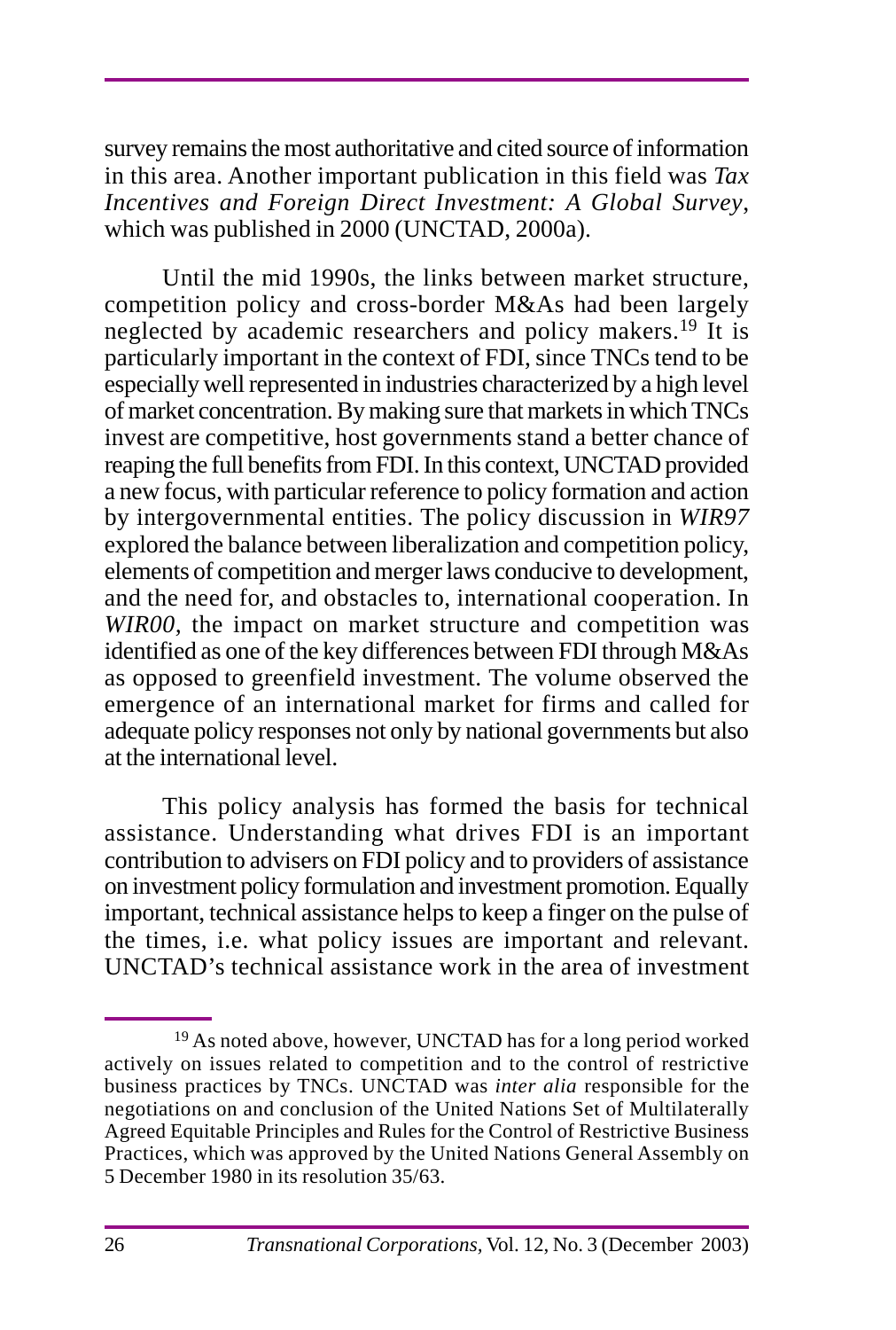survey remains the most authoritative and cited source of information in this area. Another important publication in this field was *Tax Incentives and Foreign Direct Investment: A Global Survey*, which was published in 2000 (UNCTAD, 2000a).

Until the mid 1990s, the links between market structure, competition policy and cross-border M&As had been largely neglected by academic researchers and policy makers.[19] It is particularly important in the context of FDI, since TNCs tend to be especially well represented in industries characterized by a high level of market concentration. By making sure that markets in which TNCs invest are competitive, host governments stand a better chance of reaping the full benefits from FDI. In this context, UNCTAD provided a new focus, with particular reference to policy formation and action by intergovernmental entities. The policy discussion in *WIR97* explored the balance between liberalization and competition policy, elements of competition and merger laws conducive to development, and the need for, and obstacles to, international cooperation. In *WIR00*, the impact on market structure and competition was identified as one of the key differences between FDI through M&As as opposed to greenfield investment. The volume observed the emergence of an international market for firms and called for adequate policy responses not only by national governments but also at the international level.

This policy analysis has formed the basis for technical assistance. Understanding what drives FDI is an important contribution to advisers on FDI policy and to providers of assistance on investment policy formulation and investment promotion. Equally important, technical assistance helps to keep a finger on the pulse of the times, i.e. what policy issues are important and relevant. UNCTAD's technical assistance work in the area of investment

---

[19] As noted above, however, UNCTAD has for a long period worked actively on issues related to competition and to the control of restrictive business practices by TNCs. UNCTAD was *inter alia* responsible for the negotiations on and conclusion of the United Nations Set of Multilaterally Agreed Equitable Principles and Rules for the Control of Restrictive Business Practices, which was approved by the United Nations General Assembly on 5 December 1980 in its resolution 35/63.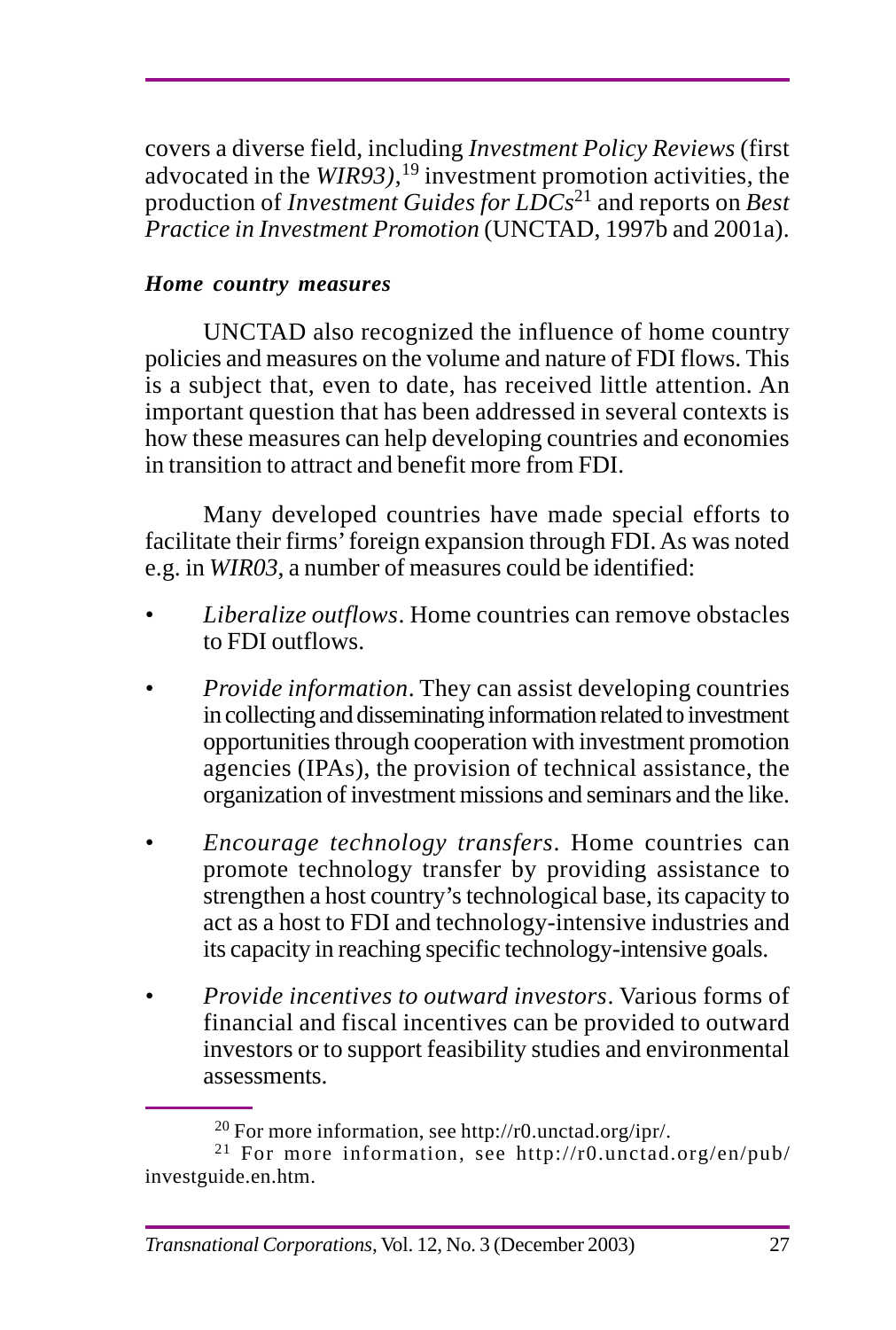covers a diverse field, including *Investment Policy Reviews* (first advocated in the *WIR93)*,[19] investment promotion activities, the production of *Investment Guides for LDCs*[21] and reports on *Best Practice in Investment Promotion* (UNCTAD, 1997b and 2001a).

***Home country measures***

UNCTAD also recognized the influence of home country policies and measures on the volume and nature of FDI flows. This is a subject that, even to date, has received little attention. An important question that has been addressed in several contexts is how these measures can help developing countries and economies in transition to attract and benefit more from FDI.

Many developed countries have made special efforts to facilitate their firms' foreign expansion through FDI. As was noted e.g. in *WIR03*, a number of measures could be identified:

- *Liberalize outflows*. Home countries can remove obstacles to FDI outflows.
- *Provide information*. They can assist developing countries in collecting and disseminating information related to investment opportunities through cooperation with investment promotion agencies (IPAs), the provision of technical assistance, the organization of investment missions and seminars and the like.
- *Encourage technology transfers*. Home countries can promote technology transfer by providing assistance to strengthen a host country's technological base, its capacity to act as a host to FDI and technology-intensive industries and its capacity in reaching specific technology-intensive goals.
- *Provide incentives to outward investors*. Various forms of financial and fiscal incentives can be provided to outward investors or to support feasibility studies and environmental assessments.

---

[20] For more information, see http://r0.unctad.org/ipr/.

[21] For more information, see http://r0.unctad.org/en/pub/investguide.en.htm.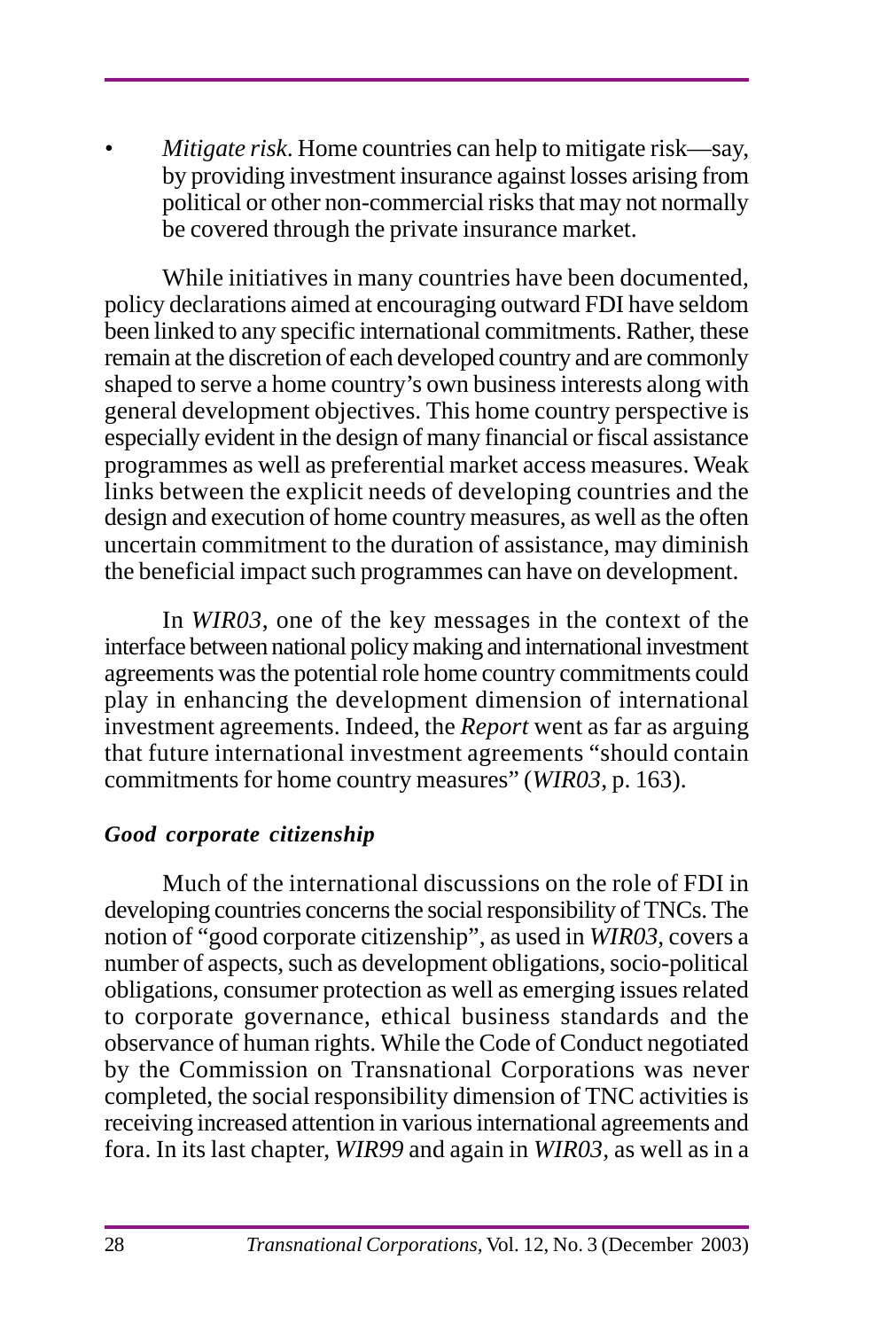- *Mitigate risk*. Home countries can help to mitigate risk—say, by providing investment insurance against losses arising from political or other non-commercial risks that may not normally be covered through the private insurance market.

While initiatives in many countries have been documented, policy declarations aimed at encouraging outward FDI have seldom been linked to any specific international commitments. Rather, these remain at the discretion of each developed country and are commonly shaped to serve a home country's own business interests along with general development objectives. This home country perspective is especially evident in the design of many financial or fiscal assistance programmes as well as preferential market access measures. Weak links between the explicit needs of developing countries and the design and execution of home country measures, as well as the often uncertain commitment to the duration of assistance, may diminish the beneficial impact such programmes can have on development.

In *WIR03*, one of the key messages in the context of the interface between national policy making and international investment agreements was the potential role home country commitments could play in enhancing the development dimension of international investment agreements. Indeed, the *Report* went as far as arguing that future international investment agreements "should contain commitments for home country measures" (*WIR03*, p. 163).

### *Good corporate citizenship*

Much of the international discussions on the role of FDI in developing countries concerns the social responsibility of TNCs. The notion of "good corporate citizenship", as used in *WIR03*, covers a number of aspects, such as development obligations, socio-political obligations, consumer protection as well as emerging issues related to corporate governance, ethical business standards and the observance of human rights. While the Code of Conduct negotiated by the Commission on Transnational Corporations was never completed, the social responsibility dimension of TNC activities is receiving increased attention in various international agreements and fora. In its last chapter, *WIR99* and again in *WIR03*, as well as in a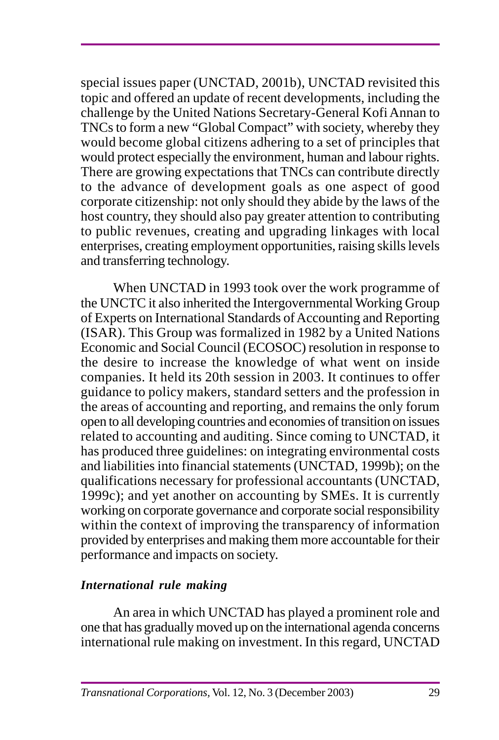special issues paper (UNCTAD, 2001b), UNCTAD revisited this topic and offered an update of recent developments, including the challenge by the United Nations Secretary-General Kofi Annan to TNCs to form a new "Global Compact" with society, whereby they would become global citizens adhering to a set of principles that would protect especially the environment, human and labour rights. There are growing expectations that TNCs can contribute directly to the advance of development goals as one aspect of good corporate citizenship: not only should they abide by the laws of the host country, they should also pay greater attention to contributing to public revenues, creating and upgrading linkages with local enterprises, creating employment opportunities, raising skills levels and transferring technology.

When UNCTAD in 1993 took over the work programme of the UNCTC it also inherited the Intergovernmental Working Group of Experts on International Standards of Accounting and Reporting (ISAR). This Group was formalized in 1982 by a United Nations Economic and Social Council (ECOSOC) resolution in response to the desire to increase the knowledge of what went on inside companies. It held its 20th session in 2003. It continues to offer guidance to policy makers, standard setters and the profession in the areas of accounting and reporting, and remains the only forum open to all developing countries and economies of transition on issues related to accounting and auditing. Since coming to UNCTAD, it has produced three guidelines: on integrating environmental costs and liabilities into financial statements (UNCTAD, 1999b); on the qualifications necessary for professional accountants (UNCTAD, 1999c); and yet another on accounting by SMEs. It is currently working on corporate governance and corporate social responsibility within the context of improving the transparency of information provided by enterprises and making them more accountable for their performance and impacts on society.

### *International rule making*

An area in which UNCTAD has played a prominent role and one that has gradually moved up on the international agenda concerns international rule making on investment. In this regard, UNCTAD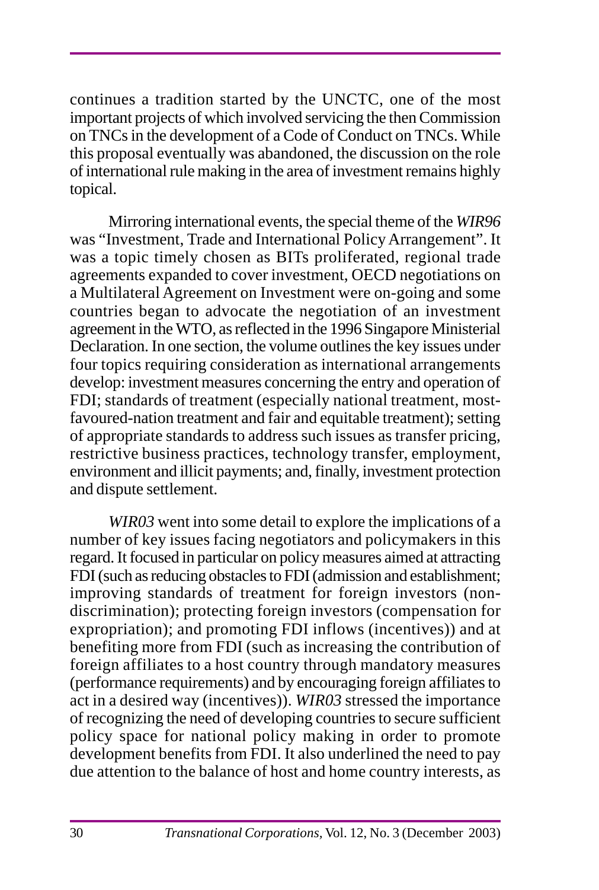continues a tradition started by the UNCTC, one of the most important projects of which involved servicing the then Commission on TNCs in the development of a Code of Conduct on TNCs. While this proposal eventually was abandoned, the discussion on the role of international rule making in the area of investment remains highly topical.

Mirroring international events, the special theme of the *WIR96* was "Investment, Trade and International Policy Arrangement". It was a topic timely chosen as BITs proliferated, regional trade agreements expanded to cover investment, OECD negotiations on a Multilateral Agreement on Investment were on-going and some countries began to advocate the negotiation of an investment agreement in the WTO, as reflected in the 1996 Singapore Ministerial Declaration. In one section, the volume outlines the key issues under four topics requiring consideration as international arrangements develop: investment measures concerning the entry and operation of FDI; standards of treatment (especially national treatment, most-favoured-nation treatment and fair and equitable treatment); setting of appropriate standards to address such issues as transfer pricing, restrictive business practices, technology transfer, employment, environment and illicit payments; and, finally, investment protection and dispute settlement.

*WIR03* went into some detail to explore the implications of a number of key issues facing negotiators and policymakers in this regard. It focused in particular on policy measures aimed at attracting FDI (such as reducing obstacles to FDI (admission and establishment; improving standards of treatment for foreign investors (non-discrimination); protecting foreign investors (compensation for expropriation); and promoting FDI inflows (incentives)) and at benefiting more from FDI (such as increasing the contribution of foreign affiliates to a host country through mandatory measures (performance requirements) and by encouraging foreign affiliates to act in a desired way (incentives)). *WIR03* stressed the importance of recognizing the need of developing countries to secure sufficient policy space for national policy making in order to promote development benefits from FDI. It also underlined the need to pay due attention to the balance of host and home country interests, as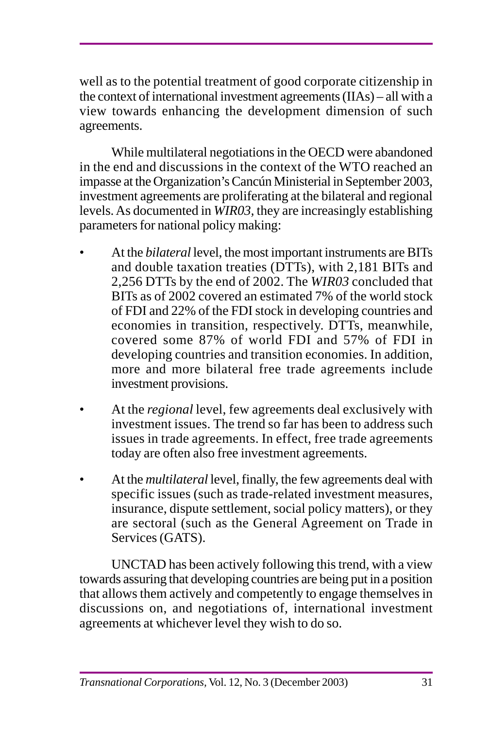well as to the potential treatment of good corporate citizenship in the context of international investment agreements (IIAs) – all with a view towards enhancing the development dimension of such agreements.

While multilateral negotiations in the OECD were abandoned in the end and discussions in the context of the WTO reached an impasse at the Organization's Cancún Ministerial in September 2003, investment agreements are proliferating at the bilateral and regional levels. As documented in *WIR03*, they are increasingly establishing parameters for national policy making:

- At the *bilateral* level, the most important instruments are BITs and double taxation treaties (DTTs), with 2,181 BITs and 2,256 DTTs by the end of 2002. The *WIR03* concluded that BITs as of 2002 covered an estimated 7% of the world stock of FDI and 22% of the FDI stock in developing countries and economies in transition, respectively. DTTs, meanwhile, covered some 87% of world FDI and 57% of FDI in developing countries and transition economies. In addition, more and more bilateral free trade agreements include investment provisions.
- At the *regional* level, few agreements deal exclusively with investment issues. The trend so far has been to address such issues in trade agreements. In effect, free trade agreements today are often also free investment agreements.
- At the *multilateral* level, finally, the few agreements deal with specific issues (such as trade-related investment measures, insurance, dispute settlement, social policy matters), or they are sectoral (such as the General Agreement on Trade in Services (GATS).

UNCTAD has been actively following this trend, with a view towards assuring that developing countries are being put in a position that allows them actively and competently to engage themselves in discussions on, and negotiations of, international investment agreements at whichever level they wish to do so.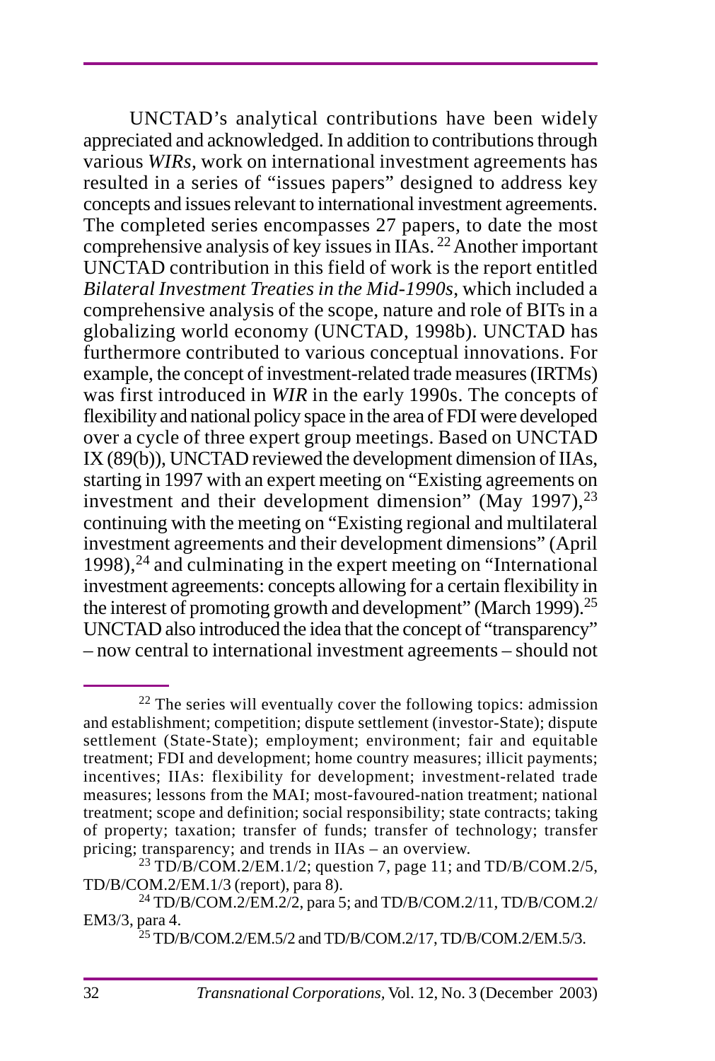UNCTAD's analytical contributions have been widely appreciated and acknowledged. In addition to contributions through various *WIRs*, work on international investment agreements has resulted in a series of "issues papers" designed to address key concepts and issues relevant to international investment agreements. The completed series encompasses 27 papers, to date the most comprehensive analysis of key issues in IIAs. [22] Another important UNCTAD contribution in this field of work is the report entitled *Bilateral Investment Treaties in the Mid-1990s*, which included a comprehensive analysis of the scope, nature and role of BITs in a globalizing world economy (UNCTAD, 1998b). UNCTAD has furthermore contributed to various conceptual innovations. For example, the concept of investment-related trade measures (IRTMs) was first introduced in *WIR* in the early 1990s. The concepts of flexibility and national policy space in the area of FDI were developed over a cycle of three expert group meetings. Based on UNCTAD IX (89(b)), UNCTAD reviewed the development dimension of IIAs, starting in 1997 with an expert meeting on "Existing agreements on investment and their development dimension" (May 1997),[23] continuing with the meeting on "Existing regional and multilateral investment agreements and their development dimensions" (April 1998),[24] and culminating in the expert meeting on "International investment agreements: concepts allowing for a certain flexibility in the interest of promoting growth and development" (March 1999).[25] UNCTAD also introduced the idea that the concept of "transparency" – now central to international investment agreements – should not

---

[22] The series will eventually cover the following topics: admission and establishment; competition; dispute settlement (investor-State); dispute settlement (State-State); employment; environment; fair and equitable treatment; FDI and development; home country measures; illicit payments; incentives; IIAs: flexibility for development; investment-related trade measures; lessons from the MAI; most-favoured-nation treatment; national treatment; scope and definition; social responsibility; state contracts; taking of property; taxation; transfer of funds; transfer of technology; transfer pricing; transparency; and trends in IIAs – an overview.

[23] TD/B/COM.2/EM.1/2; question 7, page 11; and TD/B/COM.2/5, TD/B/COM.2/EM.1/3 (report), para 8).

[24] TD/B/COM.2/EM.2/2, para 5; and TD/B/COM.2/11, TD/B/COM.2/EM3/3, para 4.

[25] TD/B/COM.2/EM.5/2 and TD/B/COM.2/17, TD/B/COM.2/EM.5/3.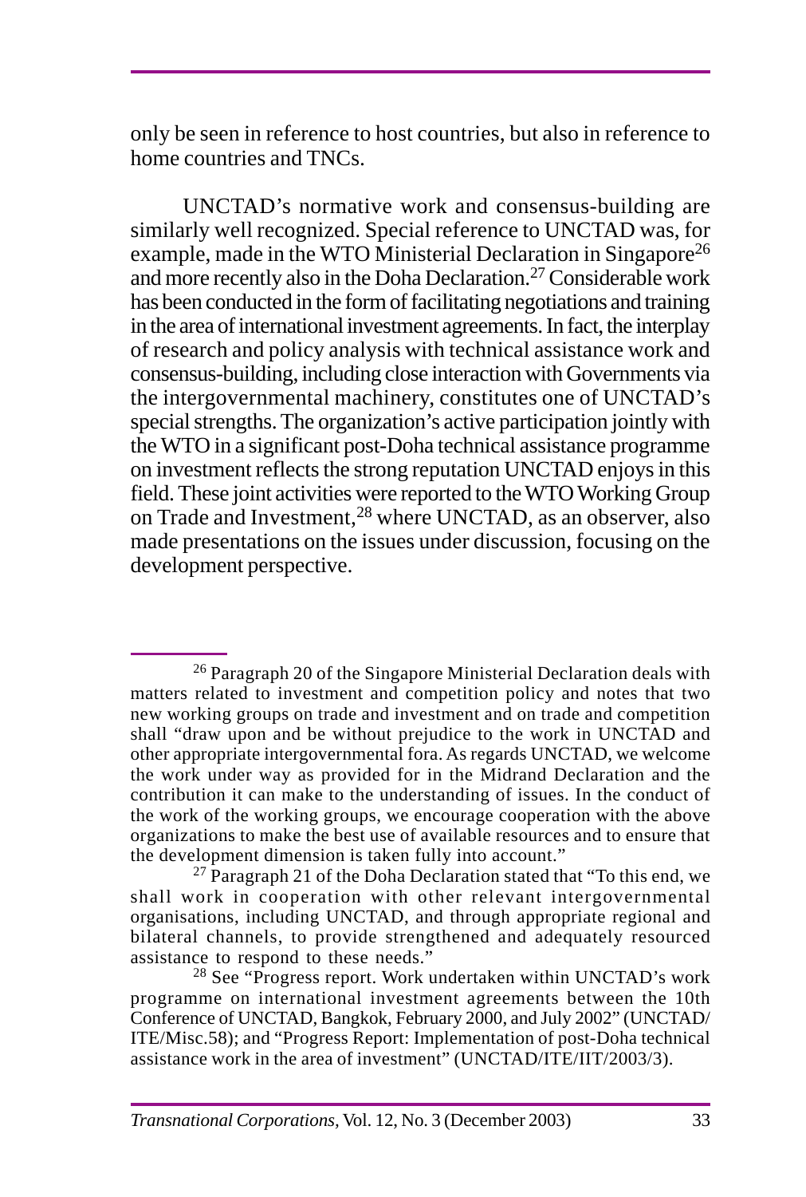only be seen in reference to host countries, but also in reference to home countries and TNCs.

UNCTAD's normative work and consensus-building are similarly well recognized. Special reference to UNCTAD was, for example, made in the WTO Ministerial Declaration in Singapore[26] and more recently also in the Doha Declaration.[27] Considerable work has been conducted in the form of facilitating negotiations and training in the area of international investment agreements. In fact, the interplay of research and policy analysis with technical assistance work and consensus-building, including close interaction with Governments via the intergovernmental machinery, constitutes one of UNCTAD's special strengths. The organization's active participation jointly with the WTO in a significant post-Doha technical assistance programme on investment reflects the strong reputation UNCTAD enjoys in this field. These joint activities were reported to the WTO Working Group on Trade and Investment,[28] where UNCTAD, as an observer, also made presentations on the issues under discussion, focusing on the development perspective.

---

[26] Paragraph 20 of the Singapore Ministerial Declaration deals with matters related to investment and competition policy and notes that two new working groups on trade and investment and on trade and competition shall "draw upon and be without prejudice to the work in UNCTAD and other appropriate intergovernmental fora. As regards UNCTAD, we welcome the work under way as provided for in the Midrand Declaration and the contribution it can make to the understanding of issues. In the conduct of the work of the working groups, we encourage cooperation with the above organizations to make the best use of available resources and to ensure that the development dimension is taken fully into account."

[27] Paragraph 21 of the Doha Declaration stated that "To this end, we shall work in cooperation with other relevant intergovernmental organisations, including UNCTAD, and through appropriate regional and bilateral channels, to provide strengthened and adequately resourced assistance to respond to these needs."

[28] See "Progress report. Work undertaken within UNCTAD's work programme on international investment agreements between the 10th Conference of UNCTAD, Bangkok, February 2000, and July 2002" (UNCTAD/ITE/Misc.58); and "Progress Report: Implementation of post-Doha technical assistance work in the area of investment" (UNCTAD/ITE/IIT/2003/3).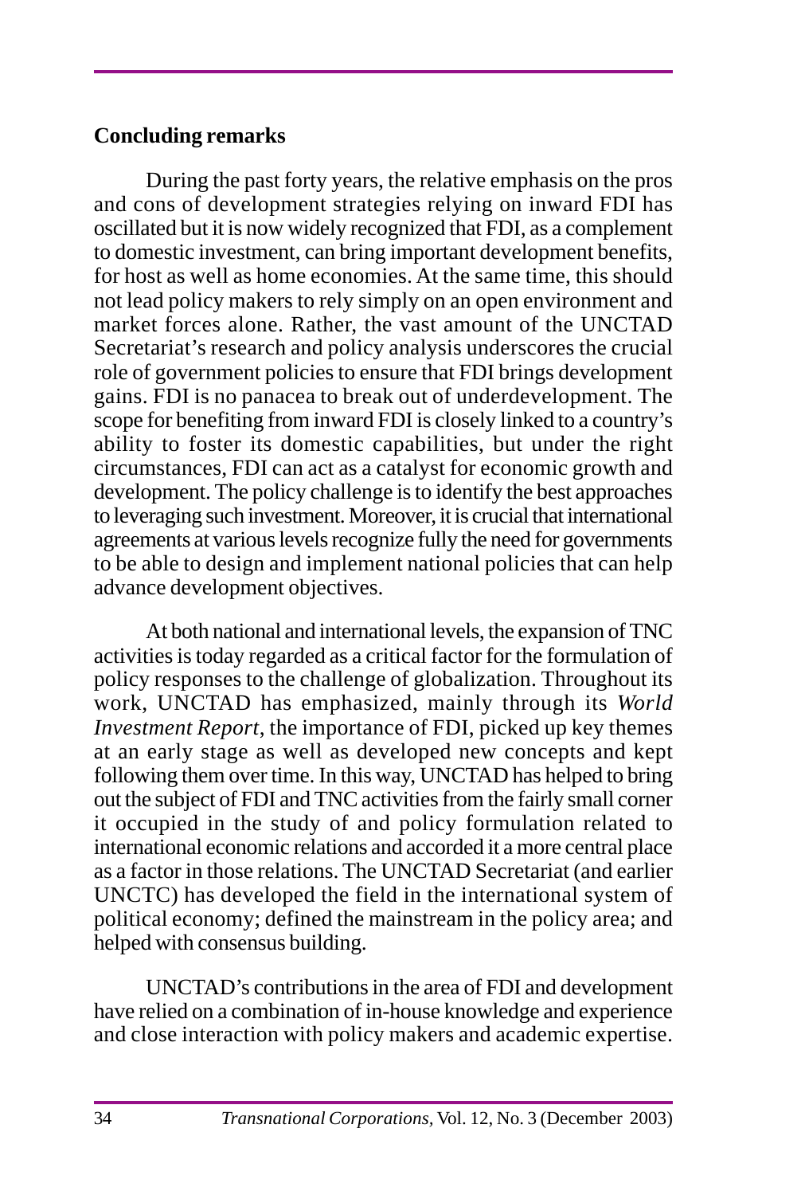## Concluding remarks

During the past forty years, the relative emphasis on the pros and cons of development strategies relying on inward FDI has oscillated but it is now widely recognized that FDI, as a complement to domestic investment, can bring important development benefits, for host as well as home economies. At the same time, this should not lead policy makers to rely simply on an open environment and market forces alone. Rather, the vast amount of the UNCTAD Secretariat's research and policy analysis underscores the crucial role of government policies to ensure that FDI brings development gains. FDI is no panacea to break out of underdevelopment. The scope for benefiting from inward FDI is closely linked to a country's ability to foster its domestic capabilities, but under the right circumstances, FDI can act as a catalyst for economic growth and development. The policy challenge is to identify the best approaches to leveraging such investment. Moreover, it is crucial that international agreements at various levels recognize fully the need for governments to be able to design and implement national policies that can help advance development objectives.

At both national and international levels, the expansion of TNC activities is today regarded as a critical factor for the formulation of policy responses to the challenge of globalization. Throughout its work, UNCTAD has emphasized, mainly through its *World Investment Report*, the importance of FDI, picked up key themes at an early stage as well as developed new concepts and kept following them over time. In this way, UNCTAD has helped to bring out the subject of FDI and TNC activities from the fairly small corner it occupied in the study of and policy formulation related to international economic relations and accorded it a more central place as a factor in those relations. The UNCTAD Secretariat (and earlier UNCTC) has developed the field in the international system of political economy; defined the mainstream in the policy area; and helped with consensus building.

UNCTAD's contributions in the area of FDI and development have relied on a combination of in-house knowledge and experience and close interaction with policy makers and academic expertise.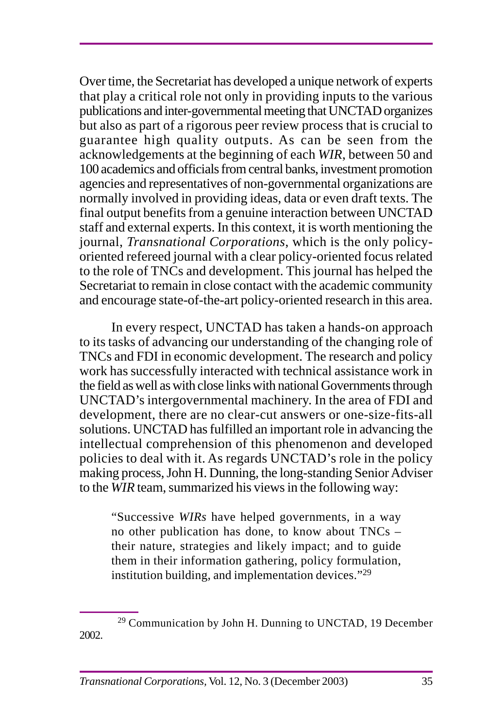Over time, the Secretariat has developed a unique network of experts that play a critical role not only in providing inputs to the various publications and inter-governmental meeting that UNCTAD organizes but also as part of a rigorous peer review process that is crucial to guarantee high quality outputs. As can be seen from the acknowledgements at the beginning of each *WIR*, between 50 and 100 academics and officials from central banks, investment promotion agencies and representatives of non-governmental organizations are normally involved in providing ideas, data or even draft texts. The final output benefits from a genuine interaction between UNCTAD staff and external experts. In this context, it is worth mentioning the journal, *Transnational Corporations*, which is the only policy-oriented refereed journal with a clear policy-oriented focus related to the role of TNCs and development. This journal has helped the Secretariat to remain in close contact with the academic community and encourage state-of-the-art policy-oriented research in this area.

In every respect, UNCTAD has taken a hands-on approach to its tasks of advancing our understanding of the changing role of TNCs and FDI in economic development. The research and policy work has successfully interacted with technical assistance work in the field as well as with close links with national Governments through UNCTAD's intergovernmental machinery. In the area of FDI and development, there are no clear-cut answers or one-size-fits-all solutions. UNCTAD has fulfilled an important role in advancing the intellectual comprehension of this phenomenon and developed policies to deal with it. As regards UNCTAD's role in the policy making process, John H. Dunning, the long-standing Senior Adviser to the *WIR* team, summarized his views in the following way:

> "Successive *WIRs* have helped governments, in a way no other publication has done, to know about TNCs – their nature, strategies and likely impact; and to guide them in their information gathering, policy formulation, institution building, and implementation devices."[29]

[29] Communication by John H. Dunning to UNCTAD, 19 December 2002.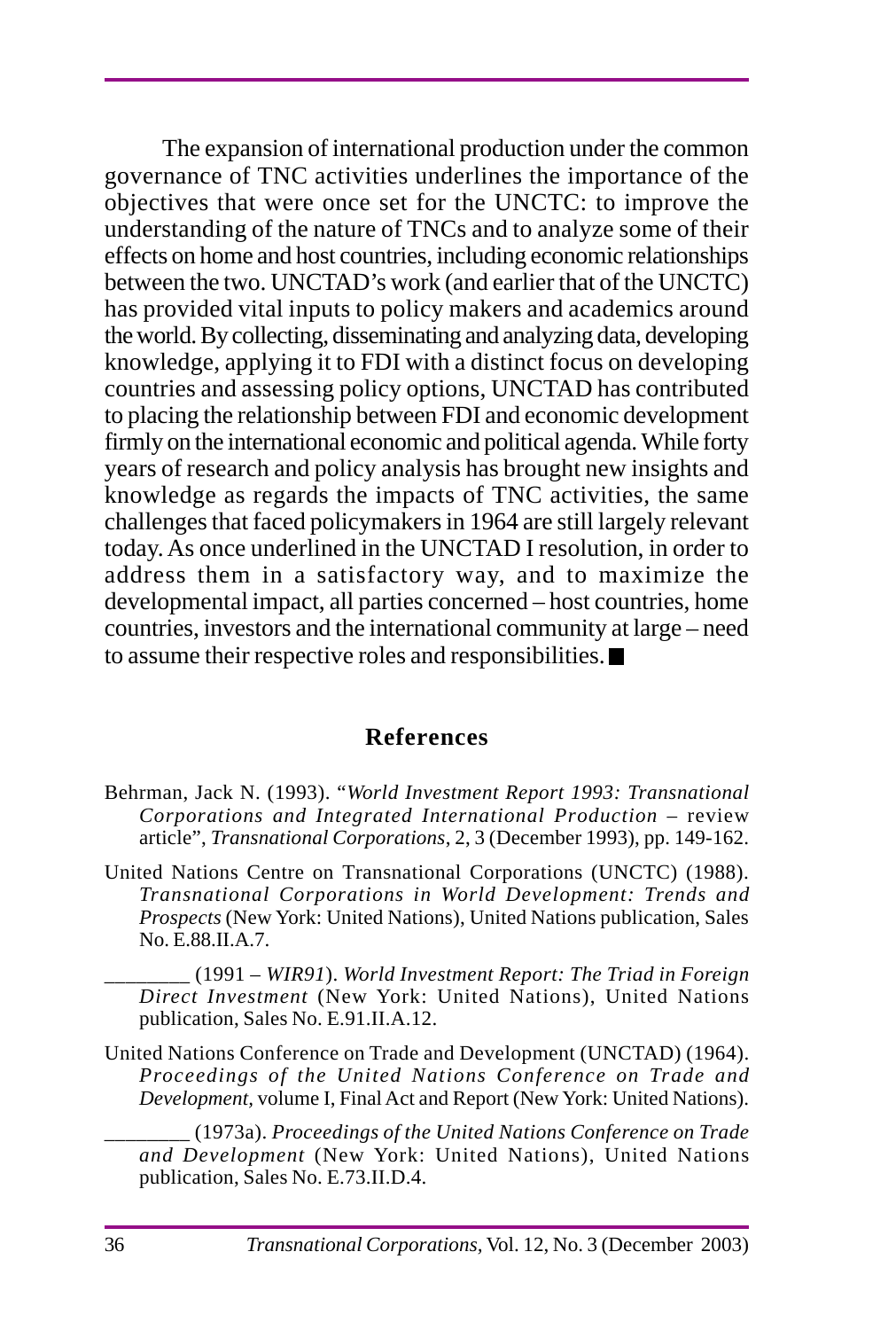The expansion of international production under the common governance of TNC activities underlines the importance of the objectives that were once set for the UNCTC: to improve the understanding of the nature of TNCs and to analyze some of their effects on home and host countries, including economic relationships between the two. UNCTAD's work (and earlier that of the UNCTC) has provided vital inputs to policy makers and academics around the world. By collecting, disseminating and analyzing data, developing knowledge, applying it to FDI with a distinct focus on developing countries and assessing policy options, UNCTAD has contributed to placing the relationship between FDI and economic development firmly on the international economic and political agenda. While forty years of research and policy analysis has brought new insights and knowledge as regards the impacts of TNC activities, the same challenges that faced policymakers in 1964 are still largely relevant today. As once underlined in the UNCTAD I resolution, in order to address them in a satisfactory way, and to maximize the developmental impact, all parties concerned – host countries, home countries, investors and the international community at large – need to assume their respective roles and responsibilities. ■

## References

Behrman, Jack N. (1993). "*World Investment Report 1993: Transnational Corporations and Integrated International Production* – review article", *Transnational Corporations*, 2, 3 (December 1993), pp. 149-162.

United Nations Centre on Transnational Corporations (UNCTC) (1988). *Transnational Corporations in World Development: Trends and Prospects* (New York: United Nations), United Nations publication, Sales No. E.88.II.A.7.

________ (1991 – *WIR91*). *World Investment Report: The Triad in Foreign Direct Investment* (New York: United Nations), United Nations publication, Sales No. E.91.II.A.12.

United Nations Conference on Trade and Development (UNCTAD) (1964). *Proceedings of the United Nations Conference on Trade and Development*, volume I, Final Act and Report (New York: United Nations).

________ (1973a). *Proceedings of the United Nations Conference on Trade and Development* (New York: United Nations), United Nations publication, Sales No. E.73.II.D.4.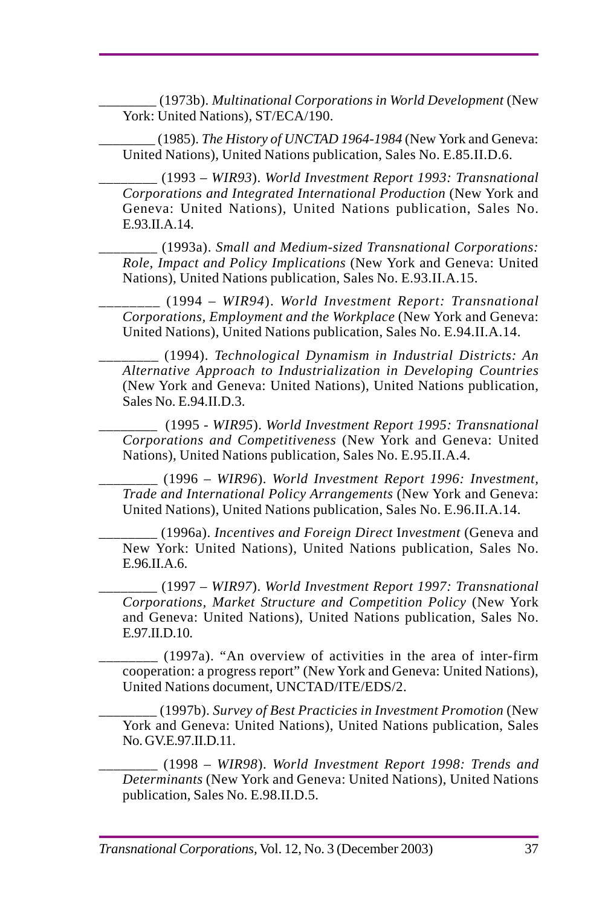________ (1973b). *Multinational Corporations in World Development* (New York: United Nations), ST/ECA/190.

________ (1985). *The History of UNCTAD 1964-1984* (New York and Geneva: United Nations), United Nations publication, Sales No. E.85.II.D.6.

________ (1993 – *WIR93*). *World Investment Report 1993: Transnational Corporations and Integrated International Production* (New York and Geneva: United Nations), United Nations publication, Sales No. E.93.II.A.14.

________ (1993a). *Small and Medium-sized Transnational Corporations: Role, Impact and Policy Implications* (New York and Geneva: United Nations), United Nations publication, Sales No. E.93.II.A.15.

________ (1994 – *WIR94*). *World Investment Report: Transnational Corporations, Employment and the Workplace* (New York and Geneva: United Nations), United Nations publication, Sales No. E.94.II.A.14.

________ (1994). *Technological Dynamism in Industrial Districts: An Alternative Approach to Industrialization in Developing Countries* (New York and Geneva: United Nations), United Nations publication, Sales No. E.94.II.D.3.

________ (1995 - *WIR95*). *World Investment Report 1995: Transnational Corporations and Competitiveness* (New York and Geneva: United Nations), United Nations publication, Sales No. E.95.II.A.4.

________ (1996 – *WIR96*). *World Investment Report 1996: Investment, Trade and International Policy Arrangements* (New York and Geneva: United Nations), United Nations publication, Sales No. E.96.II.A.14.

________ (1996a). *Incentives and Foreign Direct* I*nvestment* (Geneva and New York: United Nations), United Nations publication, Sales No. E.96.II.A.6.

________ (1997 – *WIR97*). *World Investment Report 1997: Transnational Corporations, Market Structure and Competition Policy* (New York and Geneva: United Nations), United Nations publication, Sales No. E.97.II.D.10.

________ (1997a). "An overview of activities in the area of inter-firm cooperation: a progress report" (New York and Geneva: United Nations), United Nations document, UNCTAD/ITE/EDS/2.

________ (1997b). *Survey of Best Practicies in Investment Promotion* (New York and Geneva: United Nations), United Nations publication, Sales No. GV.E.97.II.D.11.

________ (1998 – *WIR98*). *World Investment Report 1998: Trends and Determinants* (New York and Geneva: United Nations), United Nations publication, Sales No. E.98.II.D.5.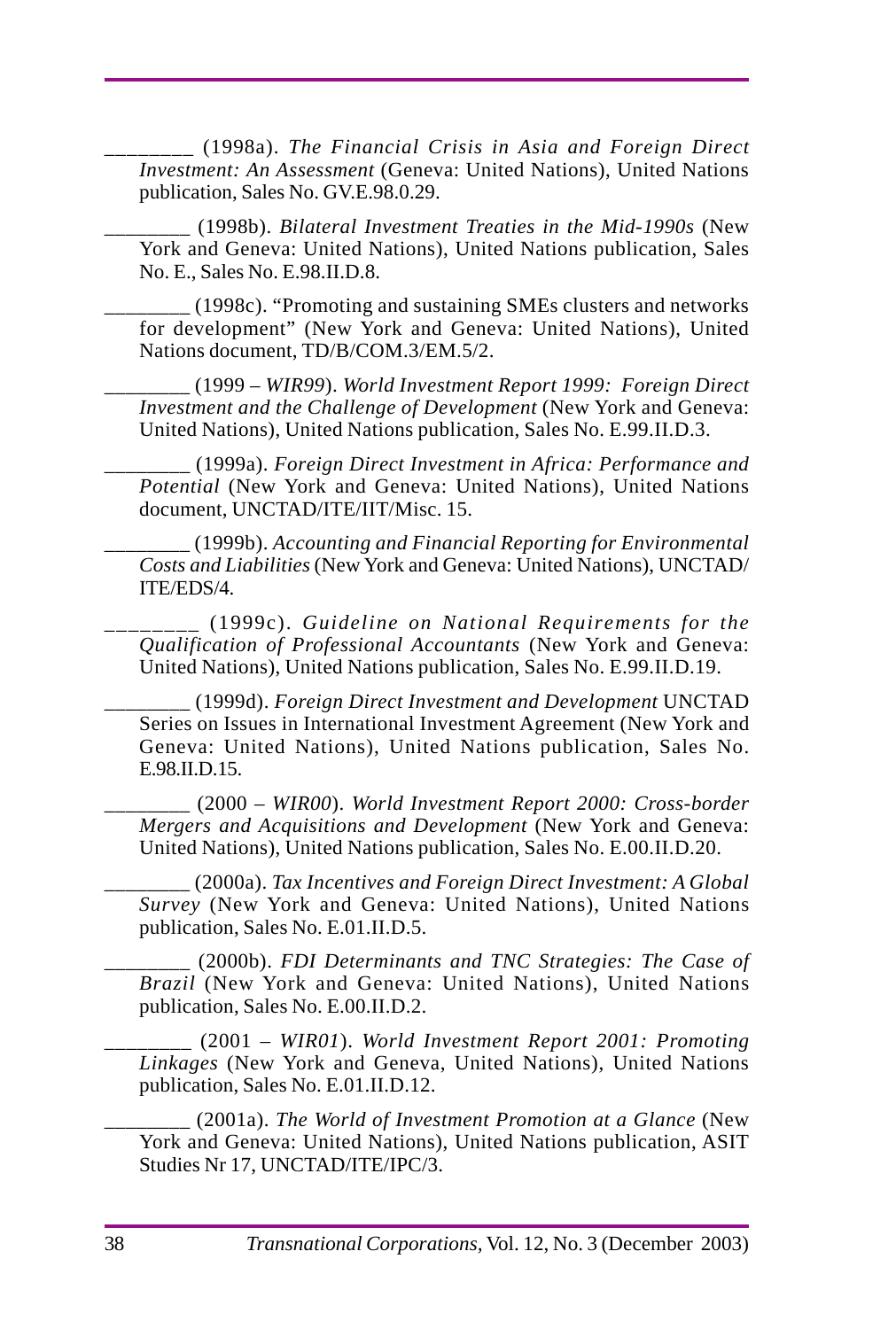________ (1998a). *The Financial Crisis in Asia and Foreign Direct Investment: An Assessment* (Geneva: United Nations), United Nations publication, Sales No. GV.E.98.0.29.

________ (1998b). *Bilateral Investment Treaties in the Mid-1990s* (New York and Geneva: United Nations), United Nations publication, Sales No. E., Sales No. E.98.II.D.8.

________ (1998c). "Promoting and sustaining SMEs clusters and networks for development" (New York and Geneva: United Nations), United Nations document, TD/B/COM.3/EM.5/2.

________ (1999 – *WIR99*). *World Investment Report 1999: Foreign Direct Investment and the Challenge of Development* (New York and Geneva: United Nations), United Nations publication, Sales No. E.99.II.D.3.

________ (1999a). *Foreign Direct Investment in Africa: Performance and Potential* (New York and Geneva: United Nations), United Nations document, UNCTAD/ITE/IIT/Misc. 15.

________ (1999b). *Accounting and Financial Reporting for Environmental Costs and Liabilities* (New York and Geneva: United Nations), UNCTAD/ITE/EDS/4.

________ (1999c). *Guideline on National Requirements for the Qualification of Professional Accountants* (New York and Geneva: United Nations), United Nations publication, Sales No. E.99.II.D.19.

________ (1999d). *Foreign Direct Investment and Development* UNCTAD Series on Issues in International Investment Agreement (New York and Geneva: United Nations), United Nations publication, Sales No. E.98.II.D.15.

________ (2000 – *WIR00*). *World Investment Report 2000: Cross-border Mergers and Acquisitions and Development* (New York and Geneva: United Nations), United Nations publication, Sales No. E.00.II.D.20.

________ (2000a). *Tax Incentives and Foreign Direct Investment: A Global Survey* (New York and Geneva: United Nations), United Nations publication, Sales No. E.01.II.D.5.

________ (2000b). *FDI Determinants and TNC Strategies: The Case of Brazil* (New York and Geneva: United Nations), United Nations publication, Sales No. E.00.II.D.2.

________ (2001 – *WIR01*). *World Investment Report 2001: Promoting Linkages* (New York and Geneva, United Nations), United Nations publication, Sales No. E.01.II.D.12.

________ (2001a). *The World of Investment Promotion at a Glance* (New York and Geneva: United Nations), United Nations publication, ASIT Studies Nr 17, UNCTAD/ITE/IPC/3.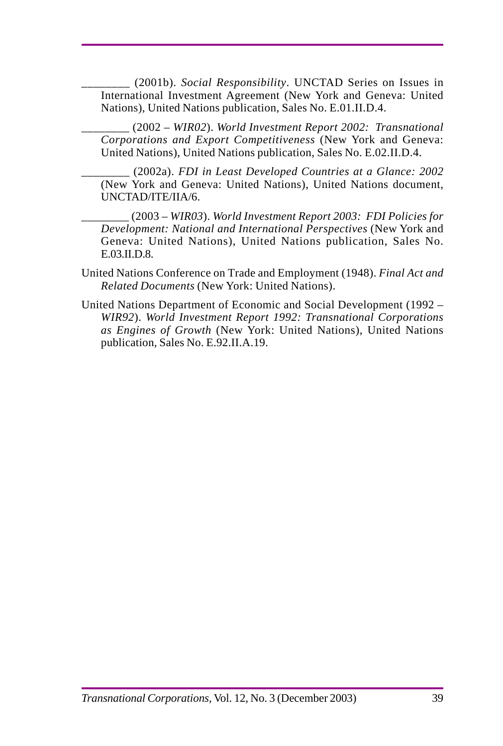________ (2001b). *Social Responsibility*. UNCTAD Series on Issues in International Investment Agreement (New York and Geneva: United Nations), United Nations publication, Sales No. E.01.II.D.4.

________ (2002 – *WIR02*). *World Investment Report 2002: Transnational Corporations and Export Competitiveness* (New York and Geneva: United Nations), United Nations publication, Sales No. E.02.II.D.4.

________ (2002a). *FDI in Least Developed Countries at a Glance: 2002* (New York and Geneva: United Nations), United Nations document, UNCTAD/ITE/IIA/6.

________ (2003 – *WIR03*). *World Investment Report 2003: FDI Policies for Development: National and International Perspectives* (New York and Geneva: United Nations), United Nations publication, Sales No. E.03.II.D.8.

United Nations Conference on Trade and Employment (1948). *Final Act and Related Documents* (New York: United Nations).

United Nations Department of Economic and Social Development (1992 – *WIR92*). *World Investment Report 1992: Transnational Corporations as Engines of Growth* (New York: United Nations), United Nations publication, Sales No. E.92.II.A.19.